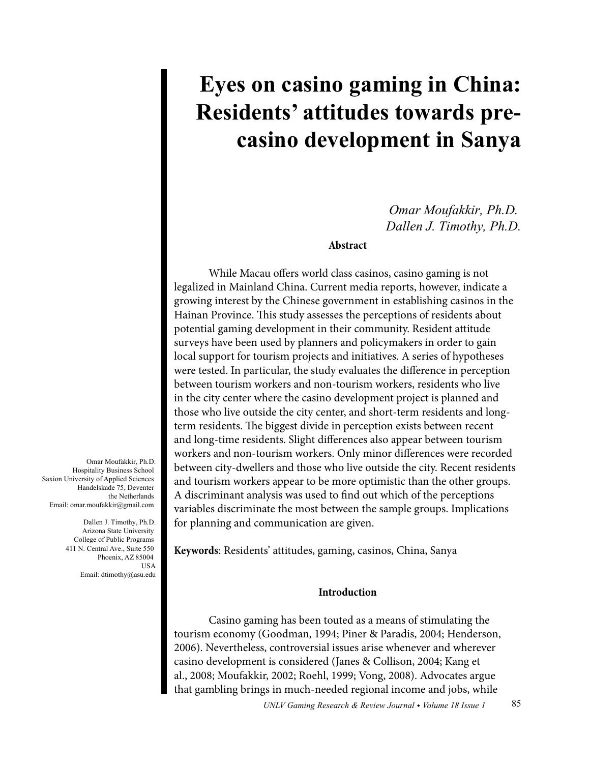# Eyes on casino gaming in China: Residents' attitudes towards pre-casino development in Sanya

*Omar Moufakkir, Ph.D.*
*Dallen J. Timothy, Ph.D.*

Omar Moufakkir, Ph.D.
Hospitality Business School
Saxion University of Applied Sciences
Handelskade 75, Deventer
the Netherlands
Email: omar.moufakkir@gmail.com

Dallen J. Timothy, Ph.D.
Arizona State University
College of Public Programs
411 N. Central Ave., Suite 550
Phoenix, AZ 85004
USA
Email: dtimothy@asu.edu

## Abstract

While Macau offers world class casinos, casino gaming is not legalized in Mainland China. Current media reports, however, indicate a growing interest by the Chinese government in establishing casinos in the Hainan Province. This study assesses the perceptions of residents about potential gaming development in their community. Resident attitude surveys have been used by planners and policymakers in order to gain local support for tourism projects and initiatives. A series of hypotheses were tested. In particular, the study evaluates the difference in perception between tourism workers and non-tourism workers, residents who live in the city center where the casino development project is planned and those who live outside the city center, and short-term residents and long-term residents. The biggest divide in perception exists between recent and long-time residents. Slight differences also appear between tourism workers and non-tourism workers. Only minor differences were recorded between city-dwellers and those who live outside the city. Recent residents and tourism workers appear to be more optimistic than the other groups. A discriminant analysis was used to find out which of the perceptions variables discriminate the most between the sample groups. Implications for planning and communication are given.

**Keywords**: Residents' attitudes, gaming, casinos, China, Sanya

## Introduction

Casino gaming has been touted as a means of stimulating the tourism economy (Goodman, 1994; Piner & Paradis, 2004; Henderson, 2006). Nevertheless, controversial issues arise whenever and wherever casino development is considered (Janes & Collison, 2004; Kang et al., 2008; Moufakkir, 2002; Roehl, 1999; Vong, 2008). Advocates argue that gambling brings in much-needed regional income and jobs, while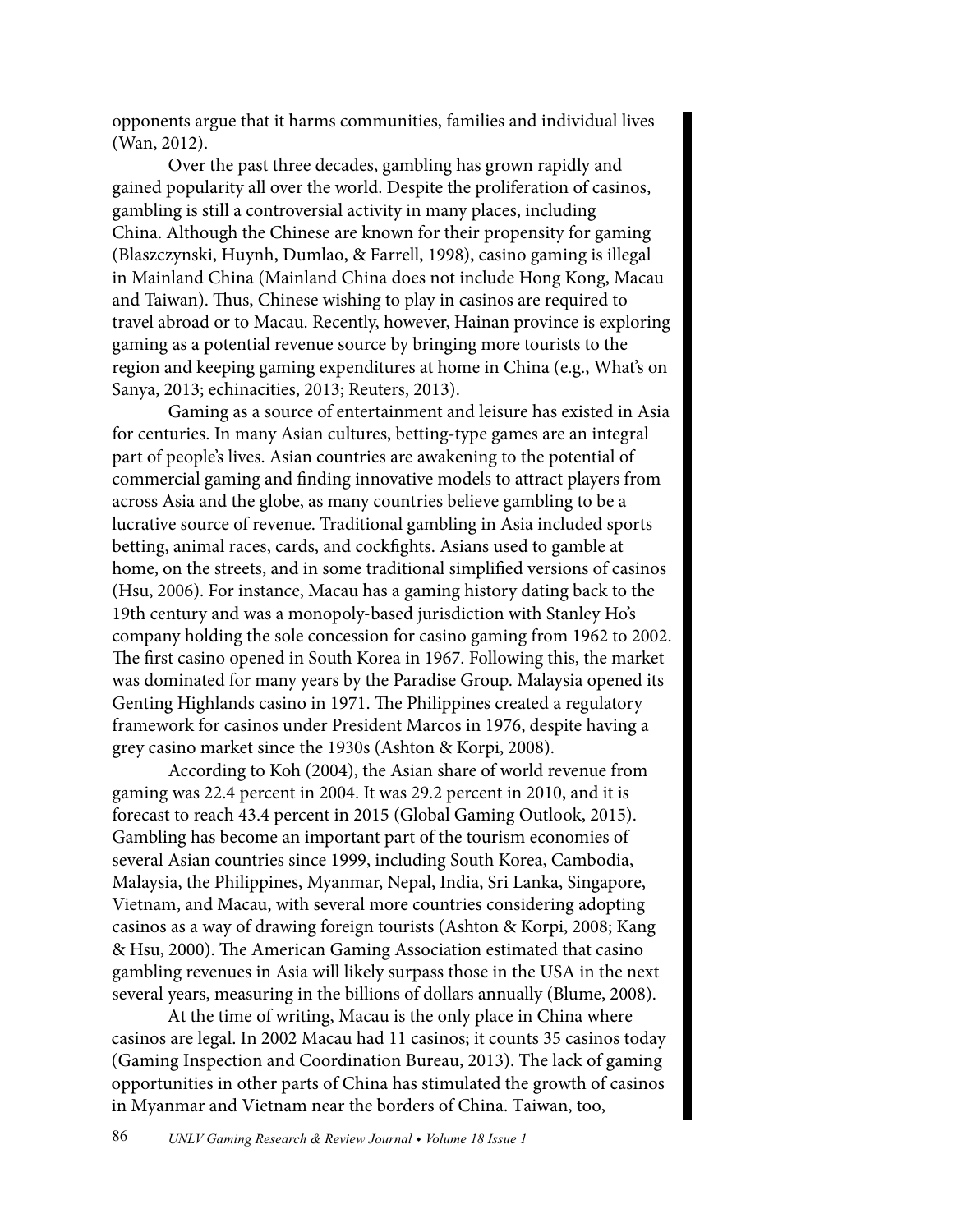opponents argue that it harms communities, families and individual lives (Wan, 2012).

Over the past three decades, gambling has grown rapidly and gained popularity all over the world. Despite the proliferation of casinos, gambling is still a controversial activity in many places, including China. Although the Chinese are known for their propensity for gaming (Blaszczynski, Huynh, Dumlao, & Farrell, 1998), casino gaming is illegal in Mainland China (Mainland China does not include Hong Kong, Macau and Taiwan). Thus, Chinese wishing to play in casinos are required to travel abroad or to Macau. Recently, however, Hainan province is exploring gaming as a potential revenue source by bringing more tourists to the region and keeping gaming expenditures at home in China (e.g., What's on Sanya, 2013; echinacities, 2013; Reuters, 2013).

Gaming as a source of entertainment and leisure has existed in Asia for centuries. In many Asian cultures, betting-type games are an integral part of people's lives. Asian countries are awakening to the potential of commercial gaming and finding innovative models to attract players from across Asia and the globe, as many countries believe gambling to be a lucrative source of revenue. Traditional gambling in Asia included sports betting, animal races, cards, and cockfights. Asians used to gamble at home, on the streets, and in some traditional simplified versions of casinos (Hsu, 2006). For instance, Macau has a gaming history dating back to the 19th century and was a monopoly-based jurisdiction with Stanley Ho's company holding the sole concession for casino gaming from 1962 to 2002. The first casino opened in South Korea in 1967. Following this, the market was dominated for many years by the Paradise Group. Malaysia opened its Genting Highlands casino in 1971. The Philippines created a regulatory framework for casinos under President Marcos in 1976, despite having a grey casino market since the 1930s (Ashton & Korpi, 2008).

According to Koh (2004), the Asian share of world revenue from gaming was 22.4 percent in 2004. It was 29.2 percent in 2010, and it is forecast to reach 43.4 percent in 2015 (Global Gaming Outlook, 2015). Gambling has become an important part of the tourism economies of several Asian countries since 1999, including South Korea, Cambodia, Malaysia, the Philippines, Myanmar, Nepal, India, Sri Lanka, Singapore, Vietnam, and Macau, with several more countries considering adopting casinos as a way of drawing foreign tourists (Ashton & Korpi, 2008; Kang & Hsu, 2000). The American Gaming Association estimated that casino gambling revenues in Asia will likely surpass those in the USA in the next several years, measuring in the billions of dollars annually (Blume, 2008).

At the time of writing, Macau is the only place in China where casinos are legal. In 2002 Macau had 11 casinos; it counts 35 casinos today (Gaming Inspection and Coordination Bureau, 2013). The lack of gaming opportunities in other parts of China has stimulated the growth of casinos in Myanmar and Vietnam near the borders of China. Taiwan, too,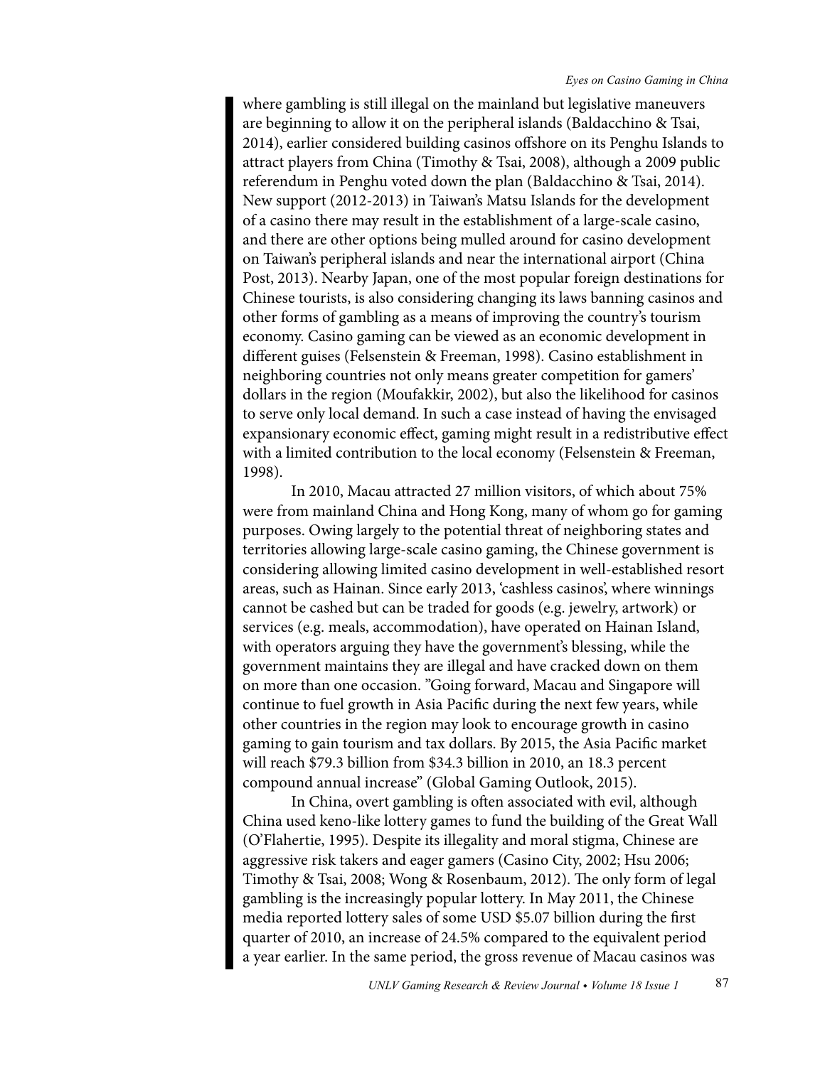where gambling is still illegal on the mainland but legislative maneuvers are beginning to allow it on the peripheral islands (Baldacchino & Tsai, 2014), earlier considered building casinos offshore on its Penghu Islands to attract players from China (Timothy & Tsai, 2008), although a 2009 public referendum in Penghu voted down the plan (Baldacchino & Tsai, 2014). New support (2012-2013) in Taiwan's Matsu Islands for the development of a casino there may result in the establishment of a large-scale casino, and there are other options being mulled around for casino development on Taiwan's peripheral islands and near the international airport (China Post, 2013). Nearby Japan, one of the most popular foreign destinations for Chinese tourists, is also considering changing its laws banning casinos and other forms of gambling as a means of improving the country's tourism economy. Casino gaming can be viewed as an economic development in different guises (Felsenstein & Freeman, 1998). Casino establishment in neighboring countries not only means greater competition for gamers' dollars in the region (Moufakkir, 2002), but also the likelihood for casinos to serve only local demand. In such a case instead of having the envisaged expansionary economic effect, gaming might result in a redistributive effect with a limited contribution to the local economy (Felsenstein & Freeman, 1998).

In 2010, Macau attracted 27 million visitors, of which about 75% were from mainland China and Hong Kong, many of whom go for gaming purposes. Owing largely to the potential threat of neighboring states and territories allowing large-scale casino gaming, the Chinese government is considering allowing limited casino development in well-established resort areas, such as Hainan. Since early 2013, 'cashless casinos', where winnings cannot be cashed but can be traded for goods (e.g. jewelry, artwork) or services (e.g. meals, accommodation), have operated on Hainan Island, with operators arguing they have the government's blessing, while the government maintains they are illegal and have cracked down on them on more than one occasion. "Going forward, Macau and Singapore will continue to fuel growth in Asia Pacific during the next few years, while other countries in the region may look to encourage growth in casino gaming to gain tourism and tax dollars. By 2015, the Asia Pacific market will reach $79.3 billion from $34.3 billion in 2010, an 18.3 percent compound annual increase" (Global Gaming Outlook, 2015).

In China, overt gambling is often associated with evil, although China used keno-like lottery games to fund the building of the Great Wall (O'Flahertie, 1995). Despite its illegality and moral stigma, Chinese are aggressive risk takers and eager gamers (Casino City, 2002; Hsu 2006; Timothy & Tsai, 2008; Wong & Rosenbaum, 2012). The only form of legal gambling is the increasingly popular lottery. In May 2011, the Chinese media reported lottery sales of some USD $5.07 billion during the first quarter of 2010, an increase of 24.5% compared to the equivalent period a year earlier. In the same period, the gross revenue of Macau casinos was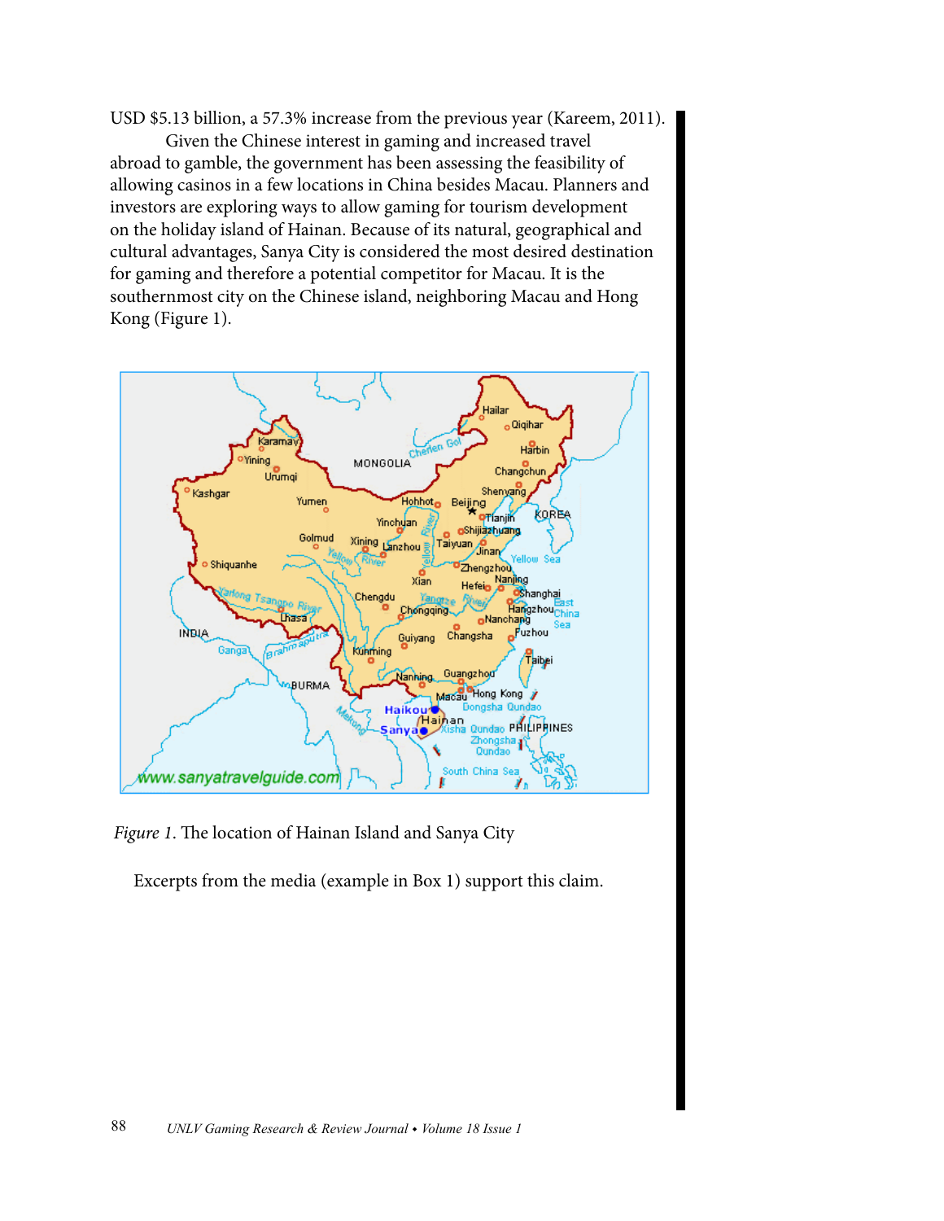USD $5.13 billion, a 57.3% increase from the previous year (Kareem, 2011).

Given the Chinese interest in gaming and increased travel abroad to gamble, the government has been assessing the feasibility of allowing casinos in a few locations in China besides Macau. Planners and investors are exploring ways to allow gaming for tourism development on the holiday island of Hainan. Because of its natural, geographical and cultural advantages, Sanya City is considered the most desired destination for gaming and therefore a potential competitor for Macau. It is the southernmost city on the Chinese island, neighboring Macau and Hong Kong (Figure 1).

*Figure 1*. The location of Hainan Island and Sanya City

Excerpts from the media (example in Box 1) support this claim.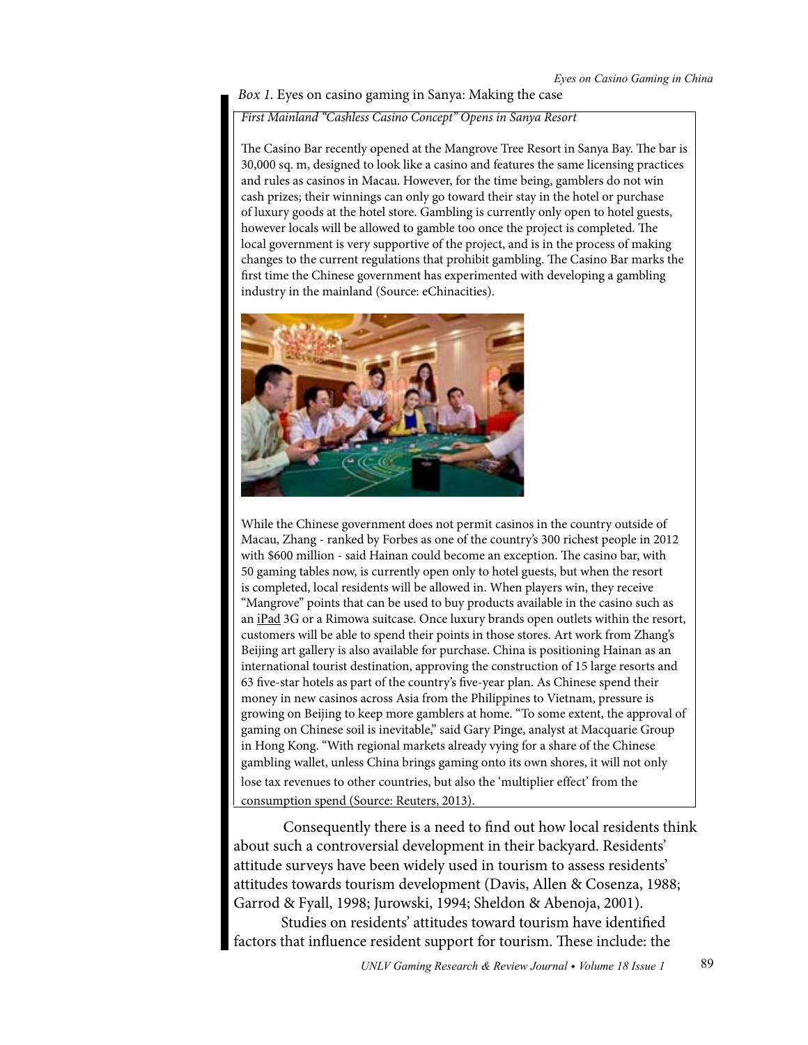*Box 1.* Eyes on casino gaming in Sanya: Making the case

*First Mainland "Cashless Casino Concept" Opens in Sanya Resort*

The Casino Bar recently opened at the Mangrove Tree Resort in Sanya Bay. The bar is 30,000 sq. m, designed to look like a casino and features the same licensing practices and rules as casinos in Macau. However, for the time being, gamblers do not win cash prizes; their winnings can only go toward their stay in the hotel or purchase of luxury goods at the hotel store. Gambling is currently only open to hotel guests, however locals will be allowed to gamble too once the project is completed. The local government is very supportive of the project, and is in the process of making changes to the current regulations that prohibit gambling. The Casino Bar marks the first time the Chinese government has experimented with developing a gambling industry in the mainland (Source: eChinacities).

While the Chinese government does not permit casinos in the country outside of Macau, Zhang - ranked by Forbes as one of the country's 300 richest people in 2012 with $600 million - said Hainan could become an exception. The casino bar, with 50 gaming tables now, is currently open only to hotel guests, but when the resort is completed, local residents will be allowed in. When players win, they receive "Mangrove" points that can be used to buy products available in the casino such as an iPad 3G or a Rimowa suitcase. Once luxury brands open outlets within the resort, customers will be able to spend their points in those stores. Art work from Zhang's Beijing art gallery is also available for purchase. China is positioning Hainan as an international tourist destination, approving the construction of 15 large resorts and 63 five-star hotels as part of the country's five-year plan. As Chinese spend their money in new casinos across Asia from the Philippines to Vietnam, pressure is growing on Beijing to keep more gamblers at home. "To some extent, the approval of gaming on Chinese soil is inevitable," said Gary Pinge, analyst at Macquarie Group in Hong Kong. "With regional markets already vying for a share of the Chinese gambling wallet, unless China brings gaming onto its own shores, it will not only lose tax revenues to other countries, but also the 'multiplier effect' from the consumption spend (Source: Reuters, 2013).

Consequently there is a need to find out how local residents think about such a controversial development in their backyard. Residents' attitude surveys have been widely used in tourism to assess residents' attitudes towards tourism development (Davis, Allen & Cosenza, 1988; Garrod & Fyall, 1998; Jurowski, 1994; Sheldon & Abenoja, 2001).

Studies on residents' attitudes toward tourism have identified factors that influence resident support for tourism. These include: the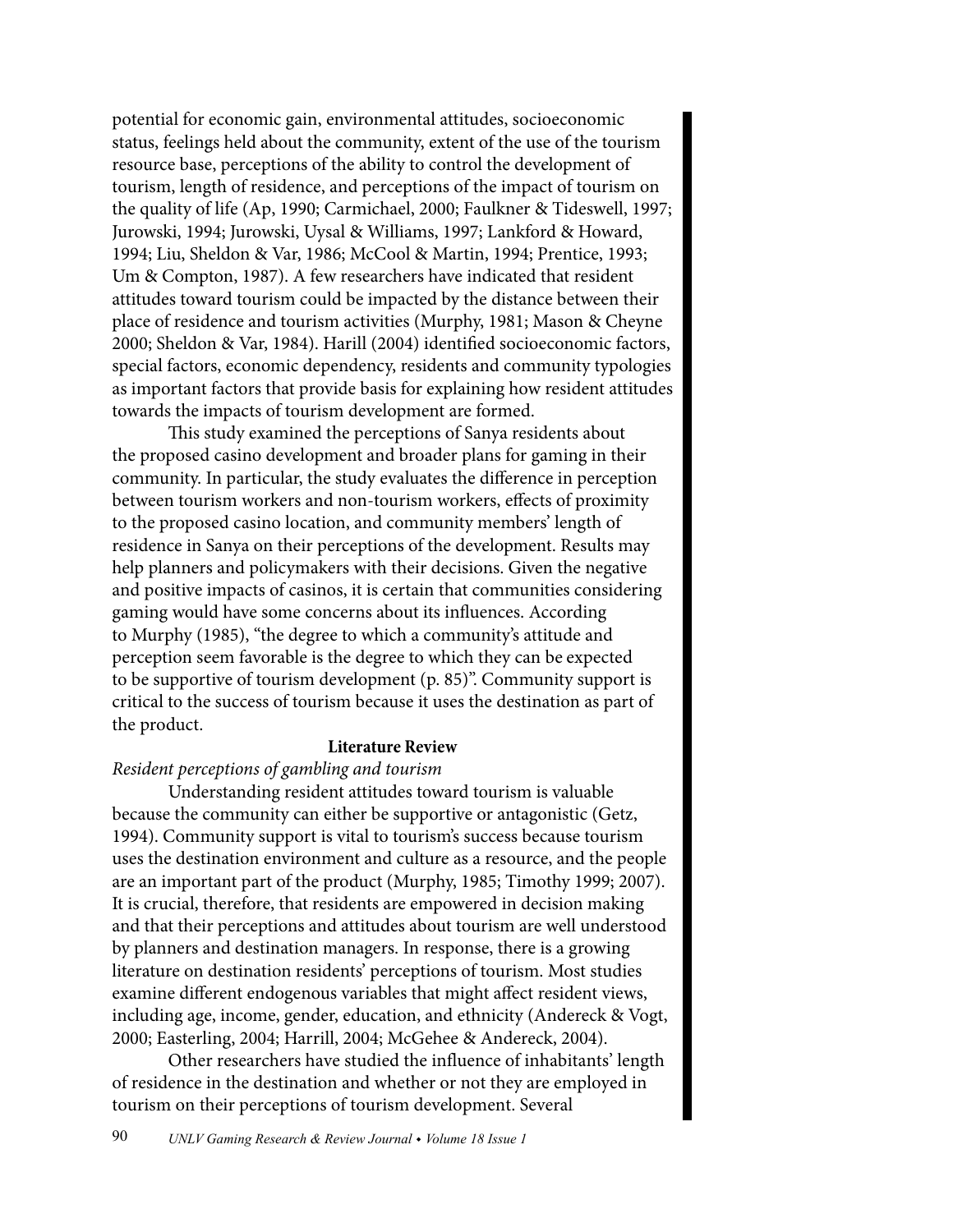potential for economic gain, environmental attitudes, socioeconomic status, feelings held about the community, extent of the use of the tourism resource base, perceptions of the ability to control the development of tourism, length of residence, and perceptions of the impact of tourism on the quality of life (Ap, 1990; Carmichael, 2000; Faulkner & Tideswell, 1997; Jurowski, 1994; Jurowski, Uysal & Williams, 1997; Lankford & Howard, 1994; Liu, Sheldon & Var, 1986; McCool & Martin, 1994; Prentice, 1993; Um & Compton, 1987). A few researchers have indicated that resident attitudes toward tourism could be impacted by the distance between their place of residence and tourism activities (Murphy, 1981; Mason & Cheyne 2000; Sheldon & Var, 1984). Harill (2004) identified socioeconomic factors, special factors, economic dependency, residents and community typologies as important factors that provide basis for explaining how resident attitudes towards the impacts of tourism development are formed.

This study examined the perceptions of Sanya residents about the proposed casino development and broader plans for gaming in their community. In particular, the study evaluates the difference in perception between tourism workers and non-tourism workers, effects of proximity to the proposed casino location, and community members' length of residence in Sanya on their perceptions of the development. Results may help planners and policymakers with their decisions. Given the negative and positive impacts of casinos, it is certain that communities considering gaming would have some concerns about its influences. According to Murphy (1985), "the degree to which a community's attitude and perception seem favorable is the degree to which they can be expected to be supportive of tourism development (p. 85)". Community support is critical to the success of tourism because it uses the destination as part of the product.

## Literature Review

*Resident perceptions of gambling and tourism*

Understanding resident attitudes toward tourism is valuable because the community can either be supportive or antagonistic (Getz, 1994). Community support is vital to tourism's success because tourism uses the destination environment and culture as a resource, and the people are an important part of the product (Murphy, 1985; Timothy 1999; 2007). It is crucial, therefore, that residents are empowered in decision making and that their perceptions and attitudes about tourism are well understood by planners and destination managers. In response, there is a growing literature on destination residents' perceptions of tourism. Most studies examine different endogenous variables that might affect resident views, including age, income, gender, education, and ethnicity (Andereck & Vogt, 2000; Easterling, 2004; Harrill, 2004; McGehee & Andereck, 2004).

Other researchers have studied the influence of inhabitants' length of residence in the destination and whether or not they are employed in tourism on their perceptions of tourism development. Several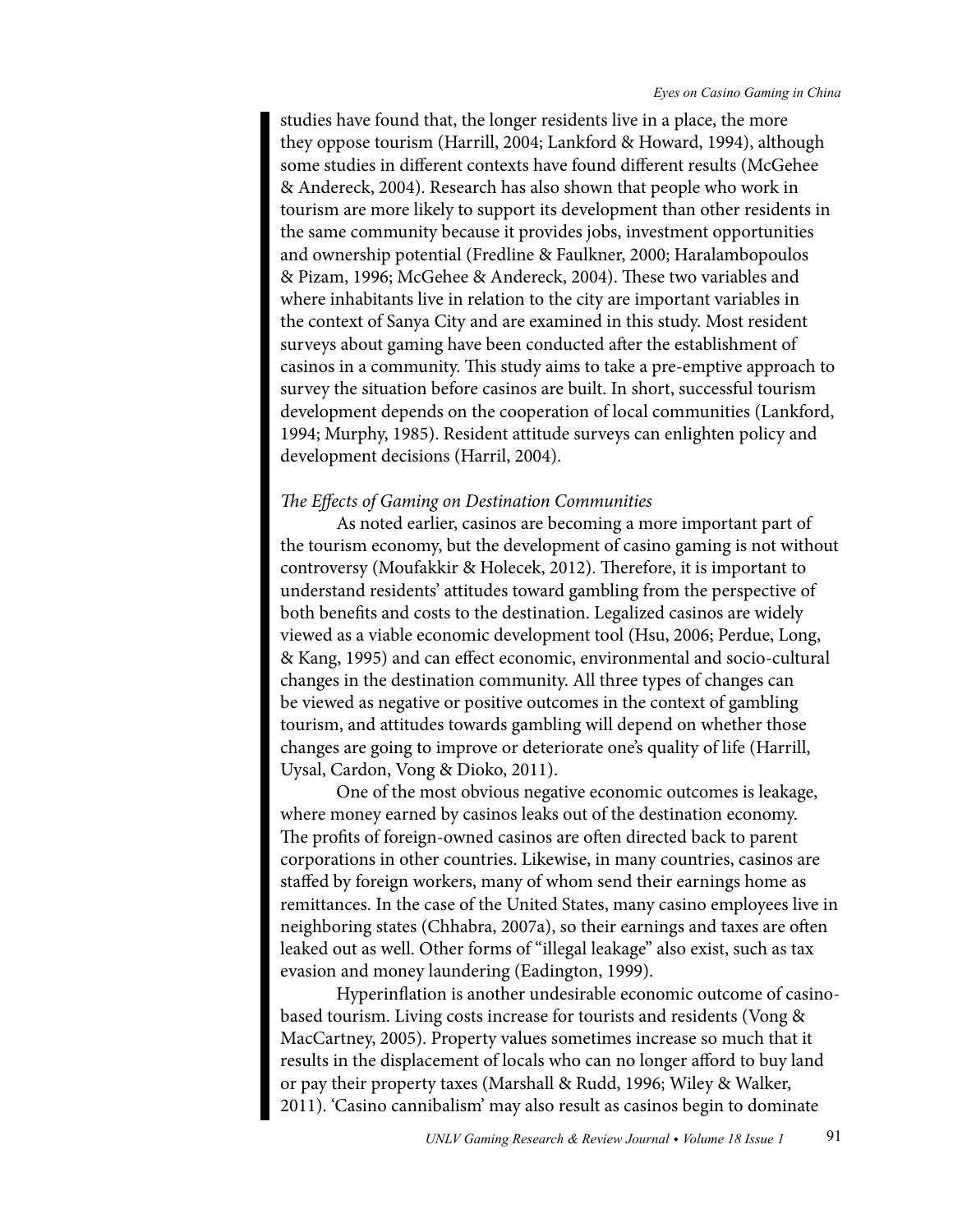studies have found that, the longer residents live in a place, the more they oppose tourism (Harrill, 2004; Lankford & Howard, 1994), although some studies in different contexts have found different results (McGehee & Andereck, 2004). Research has also shown that people who work in tourism are more likely to support its development than other residents in the same community because it provides jobs, investment opportunities and ownership potential (Fredline & Faulkner, 2000; Haralambopoulos & Pizam, 1996; McGehee & Andereck, 2004). These two variables and where inhabitants live in relation to the city are important variables in the context of Sanya City and are examined in this study. Most resident surveys about gaming have been conducted after the establishment of casinos in a community. This study aims to take a pre-emptive approach to survey the situation before casinos are built. In short, successful tourism development depends on the cooperation of local communities (Lankford, 1994; Murphy, 1985). Resident attitude surveys can enlighten policy and development decisions (Harril, 2004).

*The Effects of Gaming on Destination Communities*

As noted earlier, casinos are becoming a more important part of the tourism economy, but the development of casino gaming is not without controversy (Moufakkir & Holecek, 2012). Therefore, it is important to understand residents' attitudes toward gambling from the perspective of both benefits and costs to the destination. Legalized casinos are widely viewed as a viable economic development tool (Hsu, 2006; Perdue, Long, & Kang, 1995) and can effect economic, environmental and socio-cultural changes in the destination community. All three types of changes can be viewed as negative or positive outcomes in the context of gambling tourism, and attitudes towards gambling will depend on whether those changes are going to improve or deteriorate one's quality of life (Harrill, Uysal, Cardon, Vong & Dioko, 2011).

One of the most obvious negative economic outcomes is leakage, where money earned by casinos leaks out of the destination economy. The profits of foreign-owned casinos are often directed back to parent corporations in other countries. Likewise, in many countries, casinos are staffed by foreign workers, many of whom send their earnings home as remittances. In the case of the United States, many casino employees live in neighboring states (Chhabra, 2007a), so their earnings and taxes are often leaked out as well. Other forms of "illegal leakage" also exist, such as tax evasion and money laundering (Eadington, 1999).

Hyperinflation is another undesirable economic outcome of casino-based tourism. Living costs increase for tourists and residents (Vong & MacCartney, 2005). Property values sometimes increase so much that it results in the displacement of locals who can no longer afford to buy land or pay their property taxes (Marshall & Rudd, 1996; Wiley & Walker, 2011). 'Casino cannibalism' may also result as casinos begin to dominate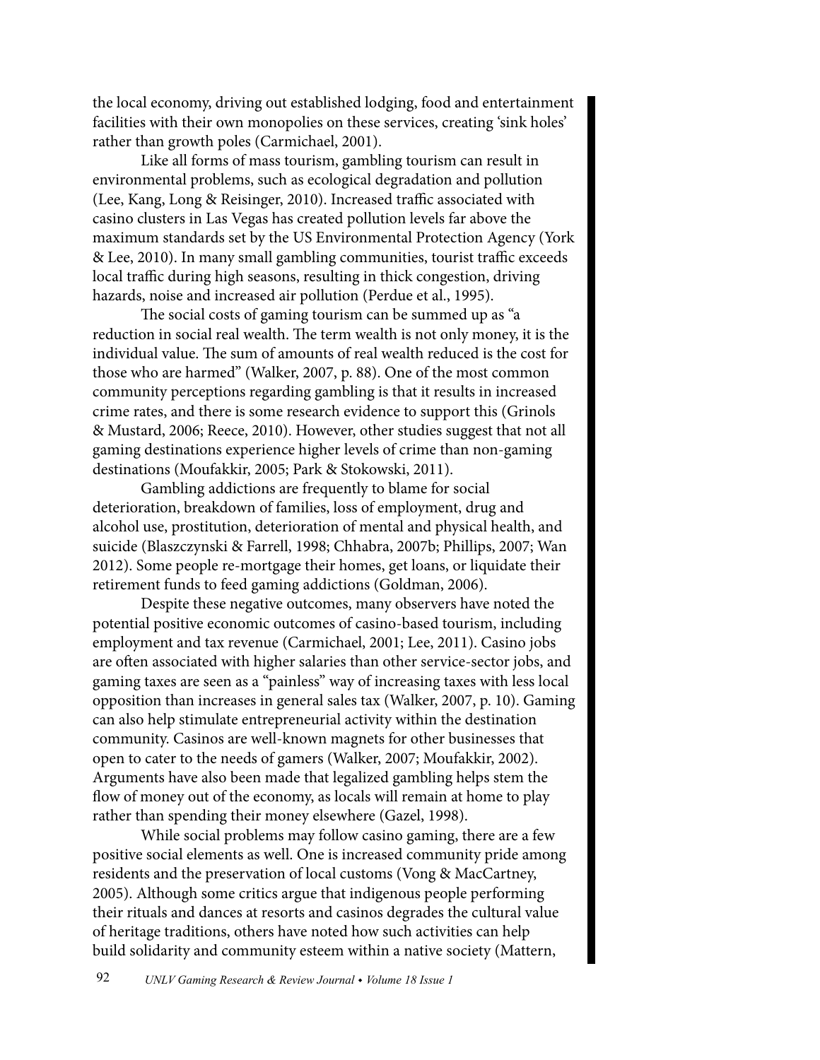the local economy, driving out established lodging, food and entertainment facilities with their own monopolies on these services, creating 'sink holes' rather than growth poles (Carmichael, 2001).

Like all forms of mass tourism, gambling tourism can result in environmental problems, such as ecological degradation and pollution (Lee, Kang, Long & Reisinger, 2010). Increased traffic associated with casino clusters in Las Vegas has created pollution levels far above the maximum standards set by the US Environmental Protection Agency (York & Lee, 2010). In many small gambling communities, tourist traffic exceeds local traffic during high seasons, resulting in thick congestion, driving hazards, noise and increased air pollution (Perdue et al., 1995).

The social costs of gaming tourism can be summed up as "a reduction in social real wealth. The term wealth is not only money, it is the individual value. The sum of amounts of real wealth reduced is the cost for those who are harmed" (Walker, 2007, p. 88). One of the most common community perceptions regarding gambling is that it results in increased crime rates, and there is some research evidence to support this (Grinols & Mustard, 2006; Reece, 2010). However, other studies suggest that not all gaming destinations experience higher levels of crime than non-gaming destinations (Moufakkir, 2005; Park & Stokowski, 2011).

Gambling addictions are frequently to blame for social deterioration, breakdown of families, loss of employment, drug and alcohol use, prostitution, deterioration of mental and physical health, and suicide (Blaszczynski & Farrell, 1998; Chhabra, 2007b; Phillips, 2007; Wan 2012). Some people re-mortgage their homes, get loans, or liquidate their retirement funds to feed gaming addictions (Goldman, 2006).

Despite these negative outcomes, many observers have noted the potential positive economic outcomes of casino-based tourism, including employment and tax revenue (Carmichael, 2001; Lee, 2011). Casino jobs are often associated with higher salaries than other service-sector jobs, and gaming taxes are seen as a "painless" way of increasing taxes with less local opposition than increases in general sales tax (Walker, 2007, p. 10). Gaming can also help stimulate entrepreneurial activity within the destination community. Casinos are well-known magnets for other businesses that open to cater to the needs of gamers (Walker, 2007; Moufakkir, 2002). Arguments have also been made that legalized gambling helps stem the flow of money out of the economy, as locals will remain at home to play rather than spending their money elsewhere (Gazel, 1998).

While social problems may follow casino gaming, there are a few positive social elements as well. One is increased community pride among residents and the preservation of local customs (Vong & MacCartney, 2005). Although some critics argue that indigenous people performing their rituals and dances at resorts and casinos degrades the cultural value of heritage traditions, others have noted how such activities can help build solidarity and community esteem within a native society (Mattern,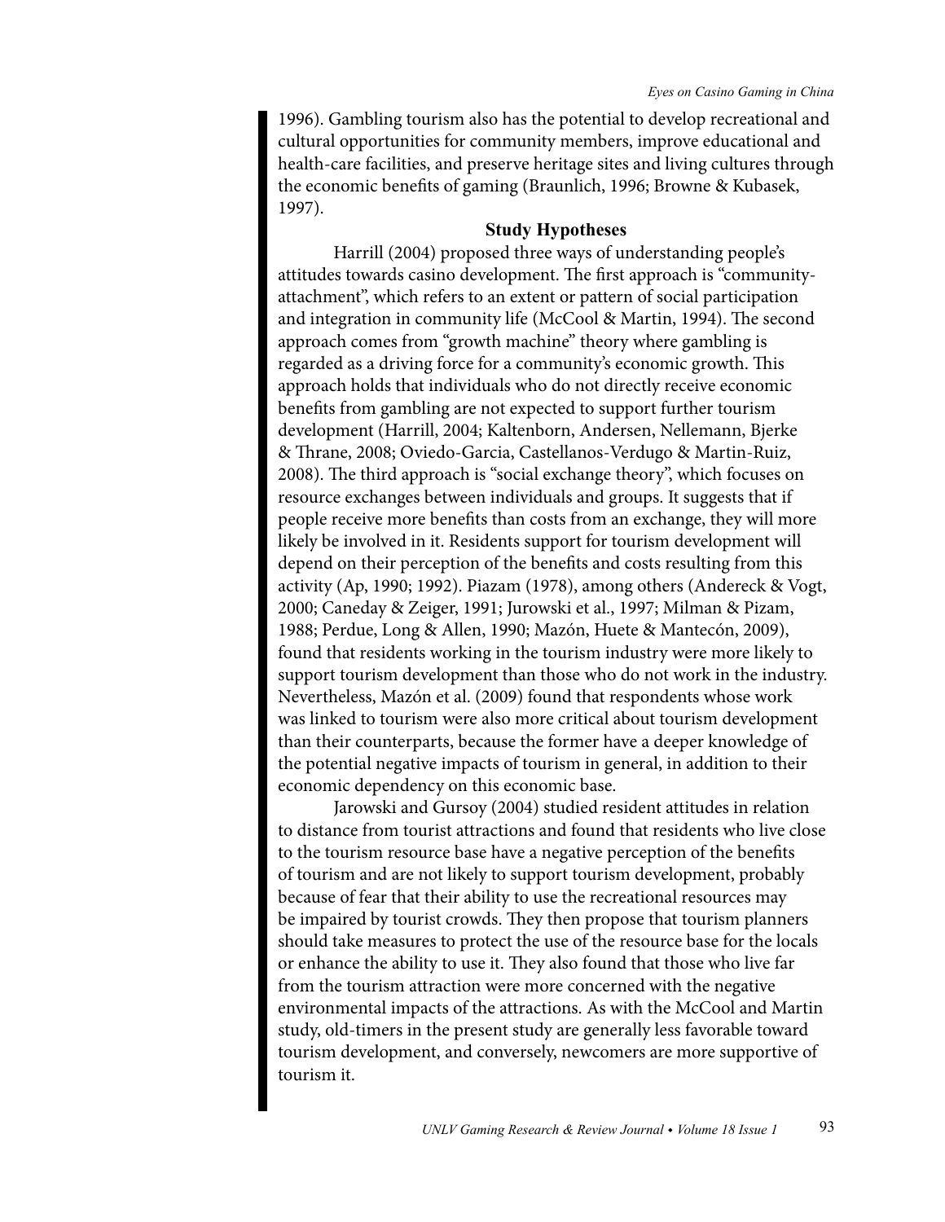1996). Gambling tourism also has the potential to develop recreational and cultural opportunities for community members, improve educational and health-care facilities, and preserve heritage sites and living cultures through the economic benefits of gaming (Braunlich, 1996; Browne & Kubasek, 1997).

## Study Hypotheses

Harrill (2004) proposed three ways of understanding people's attitudes towards casino development. The first approach is "community-attachment", which refers to an extent or pattern of social participation and integration in community life (McCool & Martin, 1994). The second approach comes from "growth machine" theory where gambling is regarded as a driving force for a community's economic growth. This approach holds that individuals who do not directly receive economic benefits from gambling are not expected to support further tourism development (Harrill, 2004; Kaltenborn, Andersen, Nellemann, Bjerke & Thrane, 2008; Oviedo-Garcia, Castellanos-Verdugo & Martin-Ruiz, 2008). The third approach is "social exchange theory", which focuses on resource exchanges between individuals and groups. It suggests that if people receive more benefits than costs from an exchange, they will more likely be involved in it. Residents support for tourism development will depend on their perception of the benefits and costs resulting from this activity (Ap, 1990; 1992). Piazam (1978), among others (Andereck & Vogt, 2000; Caneday & Zeiger, 1991; Jurowski et al., 1997; Milman & Pizam, 1988; Perdue, Long & Allen, 1990; Mazón, Huete & Mantecón, 2009), found that residents working in the tourism industry were more likely to support tourism development than those who do not work in the industry. Nevertheless, Mazón et al. (2009) found that respondents whose work was linked to tourism were also more critical about tourism development than their counterparts, because the former have a deeper knowledge of the potential negative impacts of tourism in general, in addition to their economic dependency on this economic base.

Jarowski and Gursoy (2004) studied resident attitudes in relation to distance from tourist attractions and found that residents who live close to the tourism resource base have a negative perception of the benefits of tourism and are not likely to support tourism development, probably because of fear that their ability to use the recreational resources may be impaired by tourist crowds. They then propose that tourism planners should take measures to protect the use of the resource base for the locals or enhance the ability to use it. They also found that those who live far from the tourism attraction were more concerned with the negative environmental impacts of the attractions. As with the McCool and Martin study, old-timers in the present study are generally less favorable toward tourism development, and conversely, newcomers are more supportive of tourism it.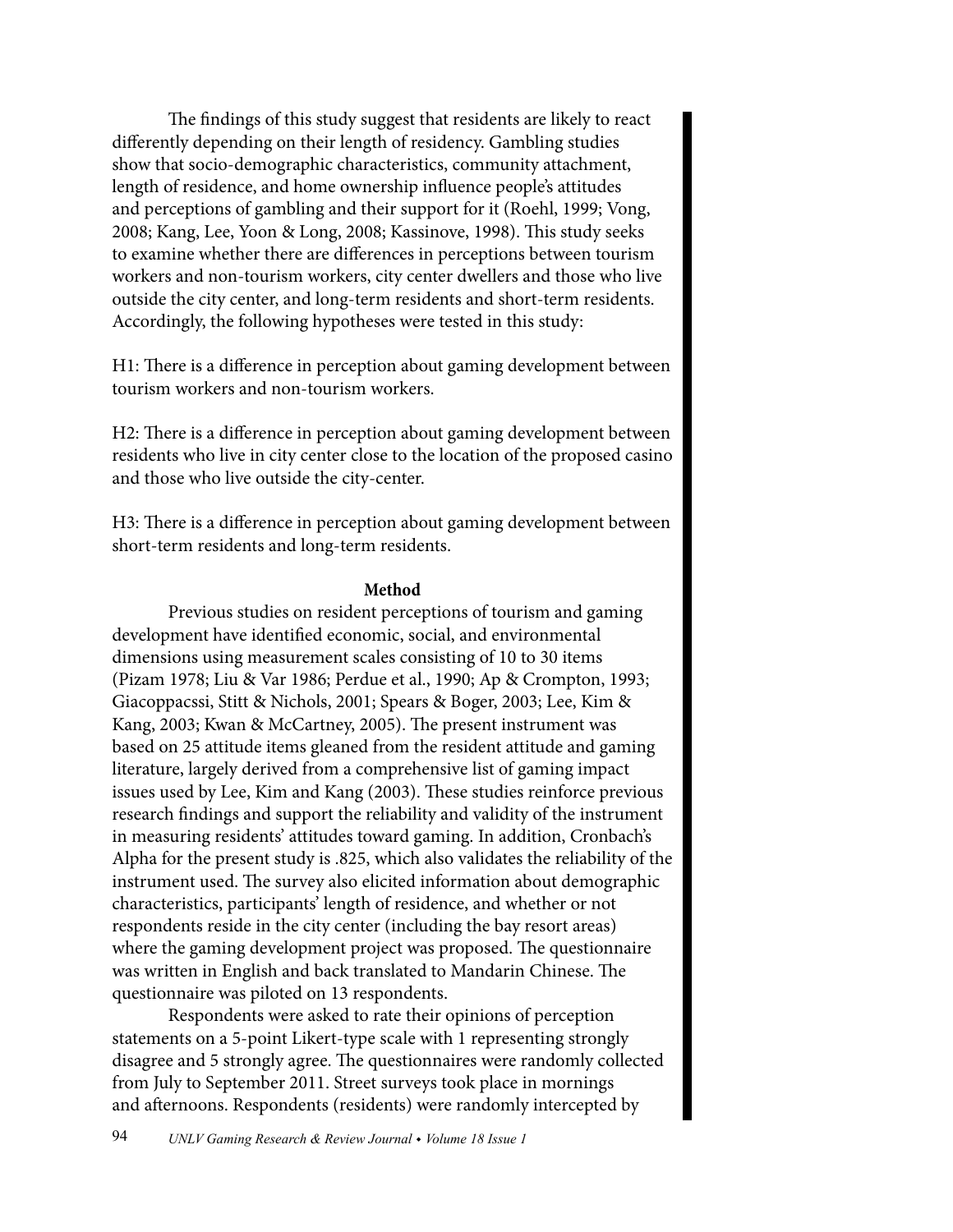The findings of this study suggest that residents are likely to react differently depending on their length of residency. Gambling studies show that socio-demographic characteristics, community attachment, length of residence, and home ownership influence people's attitudes and perceptions of gambling and their support for it (Roehl, 1999; Vong, 2008; Kang, Lee, Yoon & Long, 2008; Kassinove, 1998). This study seeks to examine whether there are differences in perceptions between tourism workers and non-tourism workers, city center dwellers and those who live outside the city center, and long-term residents and short-term residents. Accordingly, the following hypotheses were tested in this study:

H1: There is a difference in perception about gaming development between tourism workers and non-tourism workers.

H2: There is a difference in perception about gaming development between residents who live in city center close to the location of the proposed casino and those who live outside the city-center.

H3: There is a difference in perception about gaming development between short-term residents and long-term residents.

## Method

Previous studies on resident perceptions of tourism and gaming development have identified economic, social, and environmental dimensions using measurement scales consisting of 10 to 30 items (Pizam 1978; Liu & Var 1986; Perdue et al., 1990; Ap & Crompton, 1993; Giacoppacssi, Stitt & Nichols, 2001; Spears & Boger, 2003; Lee, Kim & Kang, 2003; Kwan & McCartney, 2005). The present instrument was based on 25 attitude items gleaned from the resident attitude and gaming literature, largely derived from a comprehensive list of gaming impact issues used by Lee, Kim and Kang (2003). These studies reinforce previous research findings and support the reliability and validity of the instrument in measuring residents' attitudes toward gaming. In addition, Cronbach's Alpha for the present study is .825, which also validates the reliability of the instrument used. The survey also elicited information about demographic characteristics, participants' length of residence, and whether or not respondents reside in the city center (including the bay resort areas) where the gaming development project was proposed. The questionnaire was written in English and back translated to Mandarin Chinese. The questionnaire was piloted on 13 respondents.

Respondents were asked to rate their opinions of perception statements on a 5-point Likert-type scale with 1 representing strongly disagree and 5 strongly agree. The questionnaires were randomly collected from July to September 2011. Street surveys took place in mornings and afternoons. Respondents (residents) were randomly intercepted by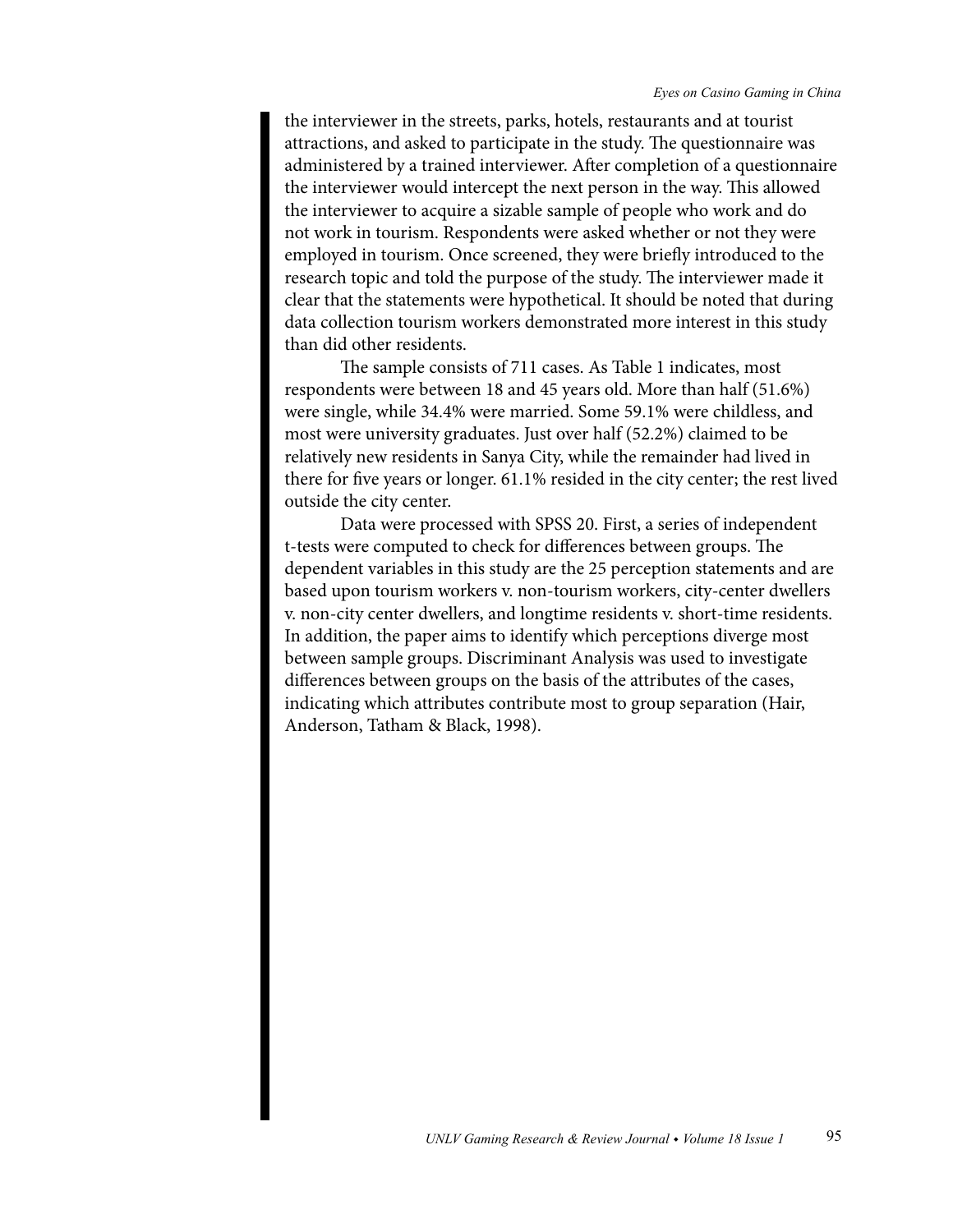the interviewer in the streets, parks, hotels, restaurants and at tourist attractions, and asked to participate in the study. The questionnaire was administered by a trained interviewer. After completion of a questionnaire the interviewer would intercept the next person in the way. This allowed the interviewer to acquire a sizable sample of people who work and do not work in tourism. Respondents were asked whether or not they were employed in tourism. Once screened, they were briefly introduced to the research topic and told the purpose of the study. The interviewer made it clear that the statements were hypothetical. It should be noted that during data collection tourism workers demonstrated more interest in this study than did other residents.

The sample consists of 711 cases. As Table 1 indicates, most respondents were between 18 and 45 years old. More than half (51.6%) were single, while 34.4% were married. Some 59.1% were childless, and most were university graduates. Just over half (52.2%) claimed to be relatively new residents in Sanya City, while the remainder had lived in there for five years or longer. 61.1% resided in the city center; the rest lived outside the city center.

Data were processed with SPSS 20. First, a series of independent t-tests were computed to check for differences between groups. The dependent variables in this study are the 25 perception statements and are based upon tourism workers v. non-tourism workers, city-center dwellers v. non-city center dwellers, and longtime residents v. short-time residents. In addition, the paper aims to identify which perceptions diverge most between sample groups. Discriminant Analysis was used to investigate differences between groups on the basis of the attributes of the cases, indicating which attributes contribute most to group separation (Hair, Anderson, Tatham & Black, 1998).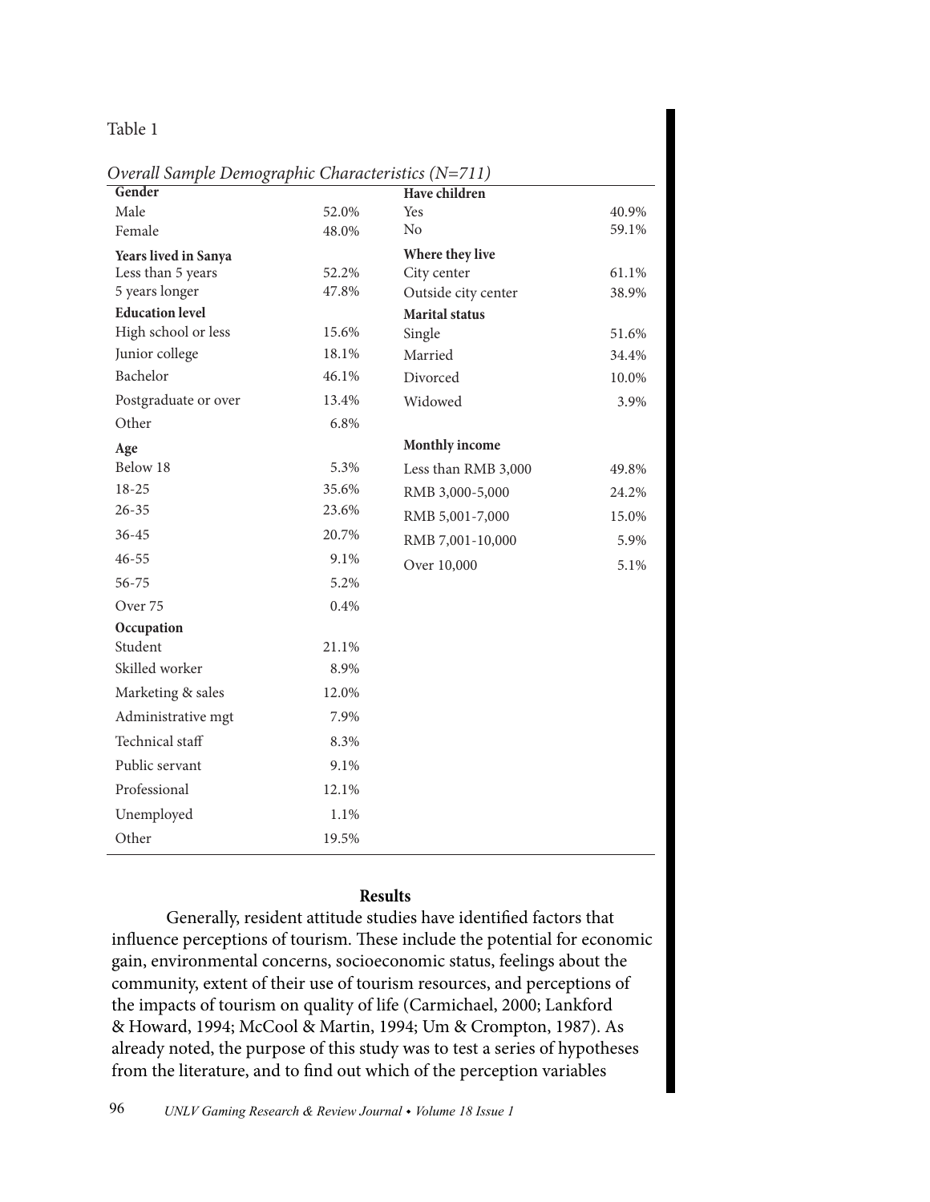Table 1

*Overall Sample Demographic Characteristics (N=711)*

| **Gender** | | **Have children** | |
|---|---|---|---|
| Male | 52.0% | Yes | 40.9% |
| Female | 48.0% | No | 59.1% |
| **Years lived in Sanya** | | **Where they live** | |
| Less than 5 years | 52.2% | City center | 61.1% |
| 5 years longer | 47.8% | Outside city center | 38.9% |
| **Education level** | | **Marital status** | |
| High school or less | 15.6% | Single | 51.6% |
| Junior college | 18.1% | Married | 34.4% |
| Bachelor | 46.1% | Divorced | 10.0% |
| Postgraduate or over | 13.4% | Widowed | 3.9% |
| Other | 6.8% | | |
| **Age** | | **Monthly income** | |
| Below 18 | 5.3% | Less than RMB 3,000 | 49.8% |
| 18-25 | 35.6% | RMB 3,000-5,000 | 24.2% |
| 26-35 | 23.6% | RMB 5,001-7,000 | 15.0% |
| 36-45 | 20.7% | RMB 7,001-10,000 | 5.9% |
| 46-55 | 9.1% | Over 10,000 | 5.1% |
| 56-75 | 5.2% | | |
| Over 75 | 0.4% | | |
| **Occupation** | | | |
| Student | 21.1% | | |
| Skilled worker | 8.9% | | |
| Marketing & sales | 12.0% | | |
| Administrative mgt | 7.9% | | |
| Technical staff | 8.3% | | |
| Public servant | 9.1% | | |
| Professional | 12.1% | | |
| Unemployed | 1.1% | | |
| Other | 19.5% | | |

## Results

Generally, resident attitude studies have identified factors that influence perceptions of tourism. These include the potential for economic gain, environmental concerns, socioeconomic status, feelings about the community, extent of their use of tourism resources, and perceptions of the impacts of tourism on quality of life (Carmichael, 2000; Lankford & Howard, 1994; McCool & Martin, 1994; Um & Crompton, 1987). As already noted, the purpose of this study was to test a series of hypotheses from the literature, and to find out which of the perception variables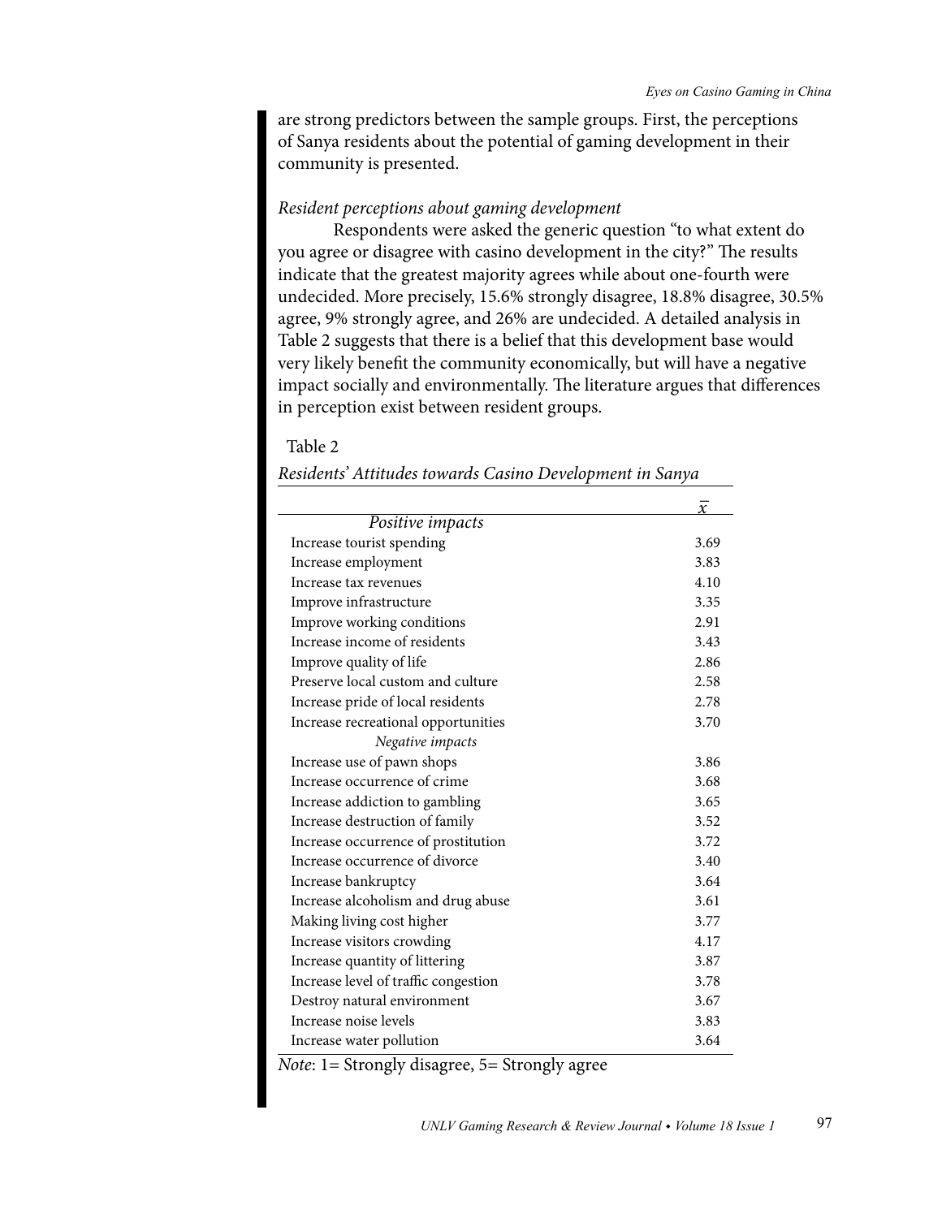are strong predictors between the sample groups. First, the perceptions of Sanya residents about the potential of gaming development in their community is presented.

*Resident perceptions about gaming development*

Respondents were asked the generic question "to what extent do you agree or disagree with casino development in the city?" The results indicate that the greatest majority agrees while about one-fourth were undecided. More precisely, 15.6% strongly disagree, 18.8% disagree, 30.5% agree, 9% strongly agree, and 26% are undecided. A detailed analysis in Table 2 suggests that there is a belief that this development base would very likely benefit the community economically, but will have a negative impact socially and environmentally. The literature argues that differences in perception exist between resident groups.

Table 2

*Residents' Attitudes towards Casino Development in Sanya*

| | $\bar{x}$ |
|---|---|
| *Positive impacts* | |
| Increase tourist spending | 3.69 |
| Increase employment | 3.83 |
| Increase tax revenues | 4.10 |
| Improve infrastructure | 3.35 |
| Improve working conditions | 2.91 |
| Increase income of residents | 3.43 |
| Improve quality of life | 2.86 |
| Preserve local custom and culture | 2.58 |
| Increase pride of local residents | 2.78 |
| Increase recreational opportunities | 3.70 |
| *Negative impacts* | |
| Increase use of pawn shops | 3.86 |
| Increase occurrence of crime | 3.68 |
| Increase addiction to gambling | 3.65 |
| Increase destruction of family | 3.52 |
| Increase occurrence of prostitution | 3.72 |
| Increase occurrence of divorce | 3.40 |
| Increase bankruptcy | 3.64 |
| Increase alcoholism and drug abuse | 3.61 |
| Making living cost higher | 3.77 |
| Increase visitors crowding | 4.17 |
| Increase quantity of littering | 3.87 |
| Increase level of traffic congestion | 3.78 |
| Destroy natural environment | 3.67 |
| Increase noise levels | 3.83 |
| Increase water pollution | 3.64 |

*Note*: 1= Strongly disagree, 5= Strongly agree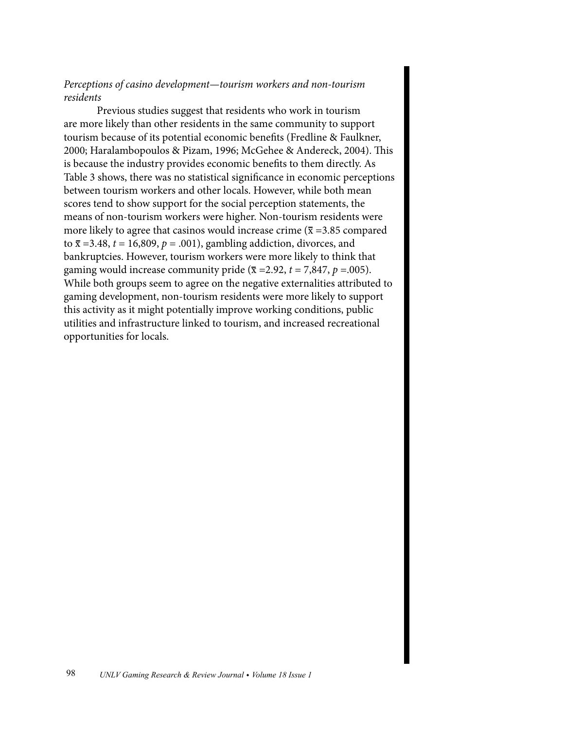*Perceptions of casino development—tourism workers and non-tourism residents*

Previous studies suggest that residents who work in tourism are more likely than other residents in the same community to support tourism because of its potential economic benefits (Fredline & Faulkner, 2000; Haralambopoulos & Pizam, 1996; McGehee & Andereck, 2004). This is because the industry provides economic benefits to them directly. As Table 3 shows, there was no statistical significance in economic perceptions between tourism workers and other locals. However, while both mean scores tend to show support for the social perception statements, the means of non-tourism workers were higher. Non-tourism residents were more likely to agree that casinos would increase crime ($\bar{x}$ =3.85 compared to $\bar{x}$ =3.48, $t$ = 16,809, $p$ = .001), gambling addiction, divorces, and bankruptcies. However, tourism workers were more likely to think that gaming would increase community pride ($\bar{x}$ =2.92, $t$ = 7,847, $p$ =.005). While both groups seem to agree on the negative externalities attributed to gaming development, non-tourism residents were more likely to support this activity as it might potentially improve working conditions, public utilities and infrastructure linked to tourism, and increased recreational opportunities for locals.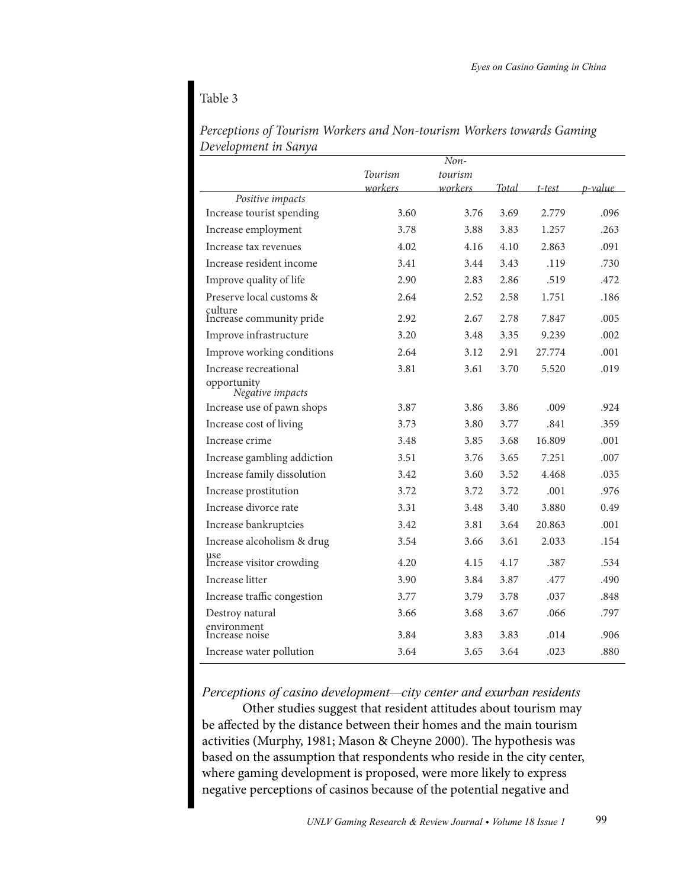Table 3

*Perceptions of Tourism Workers and Non-tourism Workers towards Gaming Development in Sanya*

| | Tourism workers | Non-tourism workers | Total | t-test | p-value |
|---|---|---|---|---|---|
| *Positive impacts* | | | | | |
| Increase tourist spending | 3.60 | 3.76 | 3.69 | 2.779 | .096 |
| Increase employment | 3.78 | 3.88 | 3.83 | 1.257 | .263 |
| Increase tax revenues | 4.02 | 4.16 | 4.10 | 2.863 | .091 |
| Increase resident income | 3.41 | 3.44 | 3.43 | .119 | .730 |
| Improve quality of life | 2.90 | 2.83 | 2.86 | .519 | .472 |
| Preserve local customs & culture | 2.64 | 2.52 | 2.58 | 1.751 | .186 |
| Increase community pride | 2.92 | 2.67 | 2.78 | 7.847 | .005 |
| Improve infrastructure | 3.20 | 3.48 | 3.35 | 9.239 | .002 |
| Improve working conditions | 2.64 | 3.12 | 2.91 | 27.774 | .001 |
| Increase recreational opportunity | 3.81 | 3.61 | 3.70 | 5.520 | .019 |
| *Negative impacts* | | | | | |
| Increase use of pawn shops | 3.87 | 3.86 | 3.86 | .009 | .924 |
| Increase cost of living | 3.73 | 3.80 | 3.77 | .841 | .359 |
| Increase crime | 3.48 | 3.85 | 3.68 | 16.809 | .001 |
| Increase gambling addiction | 3.51 | 3.76 | 3.65 | 7.251 | .007 |
| Increase family dissolution | 3.42 | 3.60 | 3.52 | 4.468 | .035 |
| Increase prostitution | 3.72 | 3.72 | 3.72 | .001 | .976 |
| Increase divorce rate | 3.31 | 3.48 | 3.40 | 3.880 | 0.49 |
| Increase bankruptcies | 3.42 | 3.81 | 3.64 | 20.863 | .001 |
| Increase alcoholism & drug use | 3.54 | 3.66 | 3.61 | 2.033 | .154 |
| Increase visitor crowding | 4.20 | 4.15 | 4.17 | .387 | .534 |
| Increase litter | 3.90 | 3.84 | 3.87 | .477 | .490 |
| Increase traffic congestion | 3.77 | 3.79 | 3.78 | .037 | .848 |
| Destroy natural environment | 3.66 | 3.68 | 3.67 | .066 | .797 |
| Increase noise | 3.84 | 3.83 | 3.83 | .014 | .906 |
| Increase water pollution | 3.64 | 3.65 | 3.64 | .023 | .880 |

*Perceptions of casino development—city center and exurban residents*

Other studies suggest that resident attitudes about tourism may be affected by the distance between their homes and the main tourism activities (Murphy, 1981; Mason & Cheyne 2000). The hypothesis was based on the assumption that respondents who reside in the city center, where gaming development is proposed, were more likely to express negative perceptions of casinos because of the potential negative and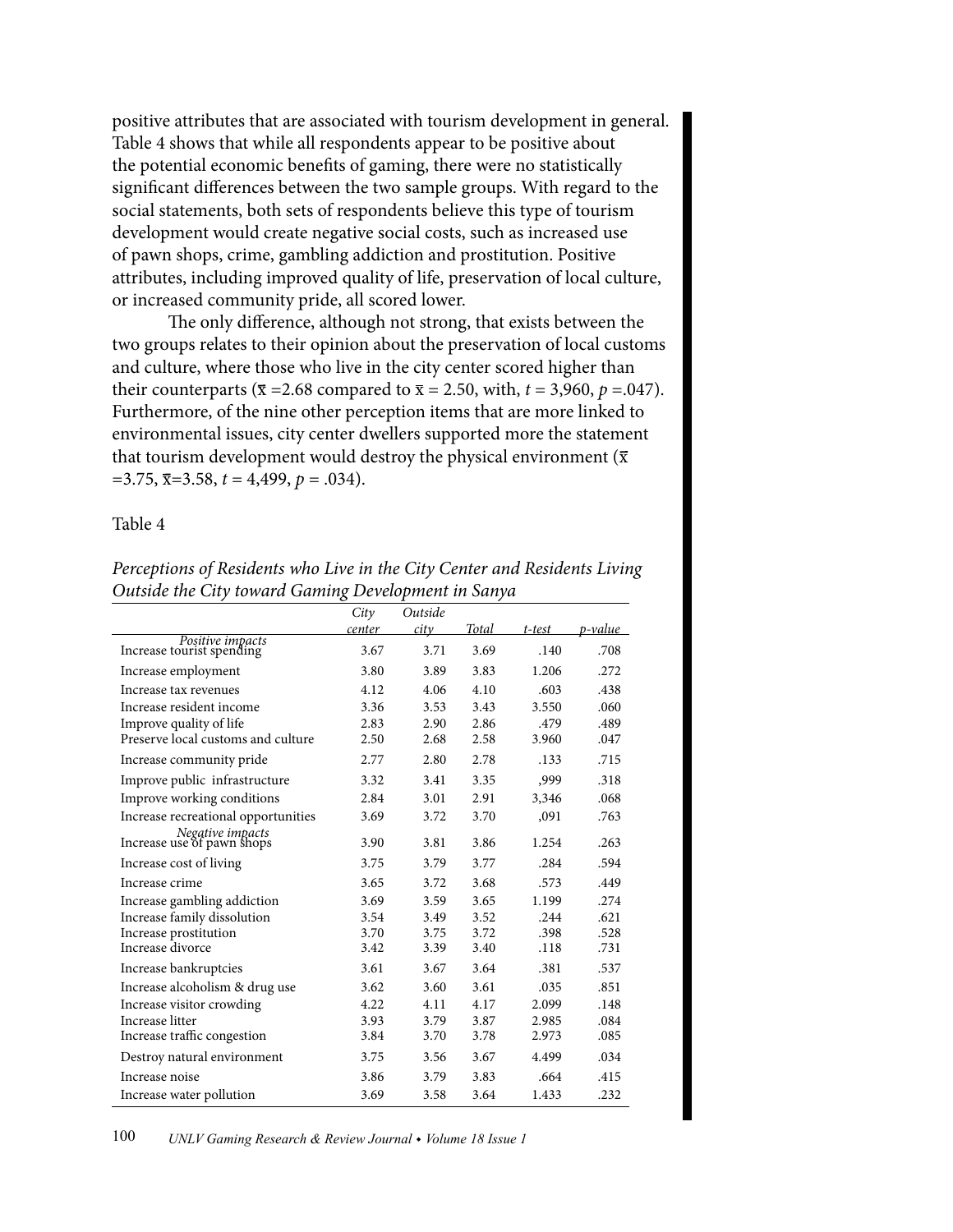positive attributes that are associated with tourism development in general. Table 4 shows that while all respondents appear to be positive about the potential economic benefits of gaming, there were no statistically significant differences between the two sample groups. With regard to the social statements, both sets of respondents believe this type of tourism development would create negative social costs, such as increased use of pawn shops, crime, gambling addiction and prostitution. Positive attributes, including improved quality of life, preservation of local culture, or increased community pride, all scored lower.

The only difference, although not strong, that exists between the two groups relates to their opinion about the preservation of local customs and culture, where those who live in the city center scored higher than their counterparts ($\bar{x}$ =2.68 compared to $\bar{x}$ = 2.50, with, $t$ = 3,960, $p$ =.047). Furthermore, of the nine other perception items that are more linked to environmental issues, city center dwellers supported more the statement that tourism development would destroy the physical environment ($\bar{x}$ =3.75, $\bar{x}$=3.58, $t$ = 4,499, $p$ = .034).

Table 4

*Perceptions of Residents who Live in the City Center and Residents Living Outside the City toward Gaming Development in Sanya*

| | *City center* | *Outside city* | *Total* | *t-test* | *p-value* |
|---|---|---|---|---|---|
| *Positive impacts* | | | | | |
| Increase tourist spending | 3.67 | 3.71 | 3.69 | .140 | .708 |
| Increase employment | 3.80 | 3.89 | 3.83 | 1.206 | .272 |
| Increase tax revenues | 4.12 | 4.06 | 4.10 | .603 | .438 |
| Increase resident income | 3.36 | 3.53 | 3.43 | 3.550 | .060 |
| Improve quality of life | 2.83 | 2.90 | 2.86 | .479 | .489 |
| Preserve local customs and culture | 2.50 | 2.68 | 2.58 | 3.960 | .047 |
| Increase community pride | 2.77 | 2.80 | 2.78 | .133 | .715 |
| Improve public infrastructure | 3.32 | 3.41 | 3.35 | ,999 | .318 |
| Improve working conditions | 2.84 | 3.01 | 2.91 | 3,346 | .068 |
| Increase recreational opportunities | 3.69 | 3.72 | 3.70 | ,091 | .763 |
| *Negative impacts* | | | | | |
| Increase use of pawn shops | 3.90 | 3.81 | 3.86 | 1.254 | .263 |
| Increase cost of living | 3.75 | 3.79 | 3.77 | .284 | .594 |
| Increase crime | 3.65 | 3.72 | 3.68 | .573 | .449 |
| Increase gambling addiction | 3.69 | 3.59 | 3.65 | 1.199 | .274 |
| Increase family dissolution | 3.54 | 3.49 | 3.52 | .244 | .621 |
| Increase prostitution | 3.70 | 3.75 | 3.72 | .398 | .528 |
| Increase divorce | 3.42 | 3.39 | 3.40 | .118 | .731 |
| Increase bankruptcies | 3.61 | 3.67 | 3.64 | .381 | .537 |
| Increase alcoholism & drug use | 3.62 | 3.60 | 3.61 | .035 | .851 |
| Increase visitor crowding | 4.22 | 4.11 | 4.17 | 2.099 | .148 |
| Increase litter | 3.93 | 3.79 | 3.87 | 2.985 | .084 |
| Increase traffic congestion | 3.84 | 3.70 | 3.78 | 2.973 | .085 |
| Destroy natural environment | 3.75 | 3.56 | 3.67 | 4.499 | .034 |
| Increase noise | 3.86 | 3.79 | 3.83 | .664 | .415 |
| Increase water pollution | 3.69 | 3.58 | 3.64 | 1.433 | .232 |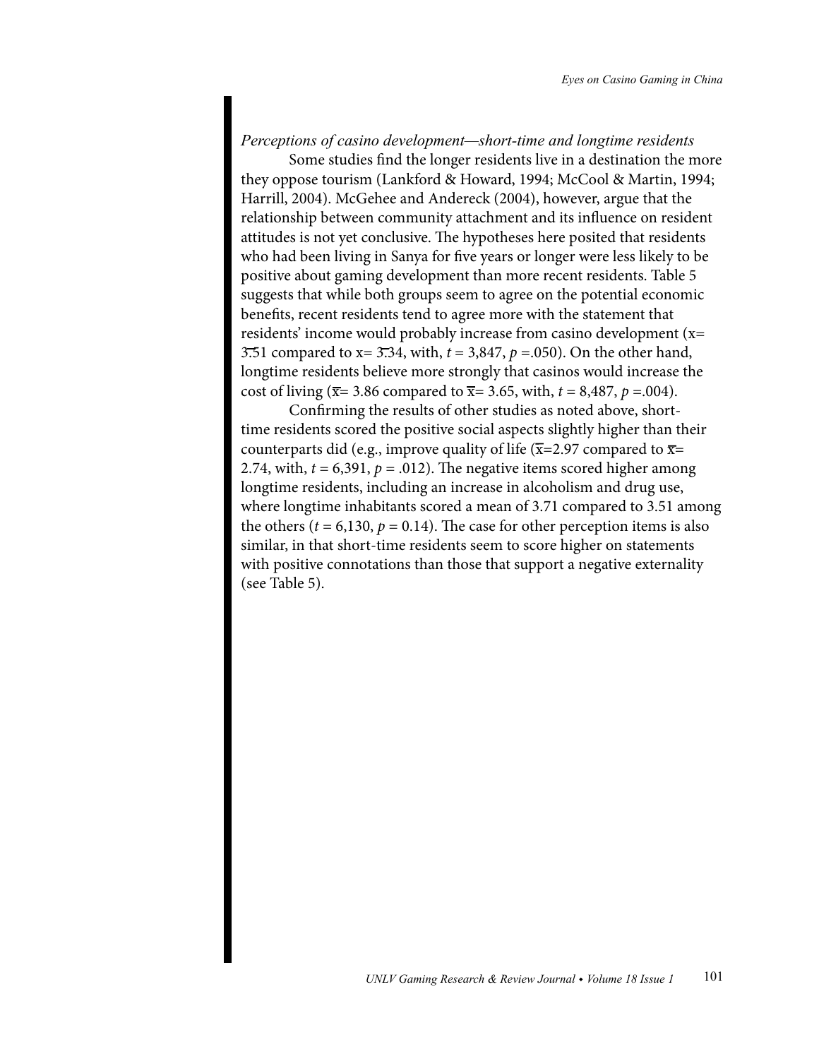*Perceptions of casino development—short-time and longtime residents*

Some studies find the longer residents live in a destination the more they oppose tourism (Lankford & Howard, 1994; McCool & Martin, 1994; Harrill, 2004). McGehee and Andereck (2004), however, argue that the relationship between community attachment and its influence on resident attitudes is not yet conclusive. The hypotheses here posited that residents who had been living in Sanya for five years or longer were less likely to be positive about gaming development than more recent residents. Table 5 suggests that while both groups seem to agree on the potential economic benefits, recent residents tend to agree more with the statement that residents' income would probably increase from casino development ($\bar{x}$= 3.51 compared to $\bar{x}$= 3.34, with, $t$ = 3,847, $p$ =.050). On the other hand, longtime residents believe more strongly that casinos would increase the cost of living ($\bar{x}$= 3.86 compared to $\bar{x}$= 3.65, with, $t$ = 8,487, $p$ =.004).

Confirming the results of other studies as noted above, short-time residents scored the positive social aspects slightly higher than their counterparts did (e.g., improve quality of life ($\bar{x}$=2.97 compared to $\bar{x}$= 2.74, with, $t$ = 6,391, $p$ = .012). The negative items scored higher among longtime residents, including an increase in alcoholism and drug use, where longtime inhabitants scored a mean of 3.71 compared to 3.51 among the others ($t$ = 6,130, $p$ = 0.14). The case for other perception items is also similar, in that short-time residents seem to score higher on statements with positive connotations than those that support a negative externality (see Table 5).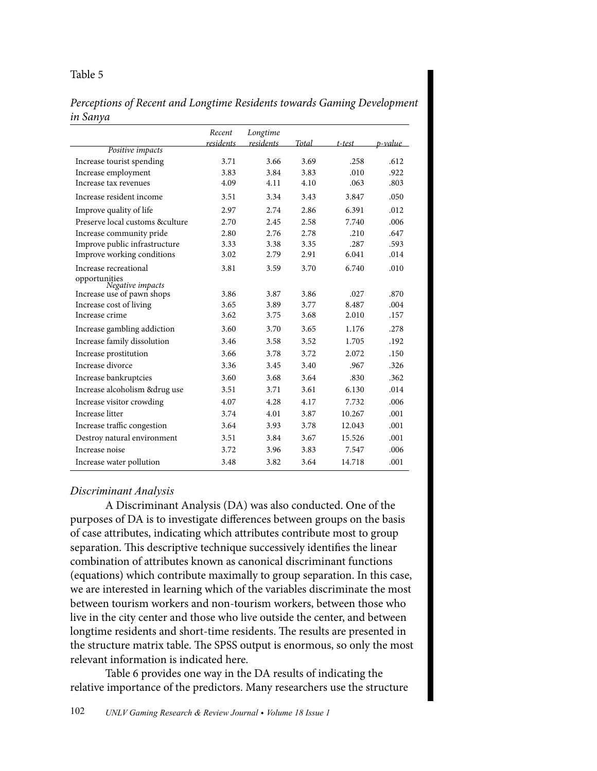Table 5

*Perceptions of Recent and Longtime Residents towards Gaming Development in Sanya*

| | Recent residents | Longtime residents | Total | t-test | p-value |
|---|---|---|---|---|---|
| *Positive impacts* | | | | | |
| Increase tourist spending | 3.71 | 3.66 | 3.69 | .258 | .612 |
| Increase employment | 3.83 | 3.84 | 3.83 | .010 | .922 |
| Increase tax revenues | 4.09 | 4.11 | 4.10 | .063 | .803 |
| Increase resident income | 3.51 | 3.34 | 3.43 | 3.847 | .050 |
| Improve quality of life | 2.97 | 2.74 | 2.86 | 6.391 | .012 |
| Preserve local customs &culture | 2.70 | 2.45 | 2.58 | 7.740 | .006 |
| Increase community pride | 2.80 | 2.76 | 2.78 | .210 | .647 |
| Improve public infrastructure | 3.33 | 3.38 | 3.35 | .287 | .593 |
| Improve working conditions | 3.02 | 2.79 | 2.91 | 6.041 | .014 |
| Increase recreational opportunities | 3.81 | 3.59 | 3.70 | 6.740 | .010 |
| *Negative impacts* | | | | | |
| Increase use of pawn shops | 3.86 | 3.87 | 3.86 | .027 | .870 |
| Increase cost of living | 3.65 | 3.89 | 3.77 | 8.487 | .004 |
| Increase crime | 3.62 | 3.75 | 3.68 | 2.010 | .157 |
| Increase gambling addiction | 3.60 | 3.70 | 3.65 | 1.176 | .278 |
| Increase family dissolution | 3.46 | 3.58 | 3.52 | 1.705 | .192 |
| Increase prostitution | 3.66 | 3.78 | 3.72 | 2.072 | .150 |
| Increase divorce | 3.36 | 3.45 | 3.40 | .967 | .326 |
| Increase bankruptcies | 3.60 | 3.68 | 3.64 | .830 | .362 |
| Increase alcoholism &drug use | 3.51 | 3.71 | 3.61 | 6.130 | .014 |
| Increase visitor crowding | 4.07 | 4.28 | 4.17 | 7.732 | .006 |
| Increase litter | 3.74 | 4.01 | 3.87 | 10.267 | .001 |
| Increase traffic congestion | 3.64 | 3.93 | 3.78 | 12.043 | .001 |
| Destroy natural environment | 3.51 | 3.84 | 3.67 | 15.526 | .001 |
| Increase noise | 3.72 | 3.96 | 3.83 | 7.547 | .006 |
| Increase water pollution | 3.48 | 3.82 | 3.64 | 14.718 | .001 |

*Discriminant Analysis*

A Discriminant Analysis (DA) was also conducted. One of the purposes of DA is to investigate differences between groups on the basis of case attributes, indicating which attributes contribute most to group separation. This descriptive technique successively identifies the linear combination of attributes known as canonical discriminant functions (equations) which contribute maximally to group separation. In this case, we are interested in learning which of the variables discriminate the most between tourism workers and non-tourism workers, between those who live in the city center and those who live outside the center, and between longtime residents and short-time residents. The results are presented in the structure matrix table. The SPSS output is enormous, so only the most relevant information is indicated here.

Table 6 provides one way in the DA results of indicating the relative importance of the predictors. Many researchers use the structure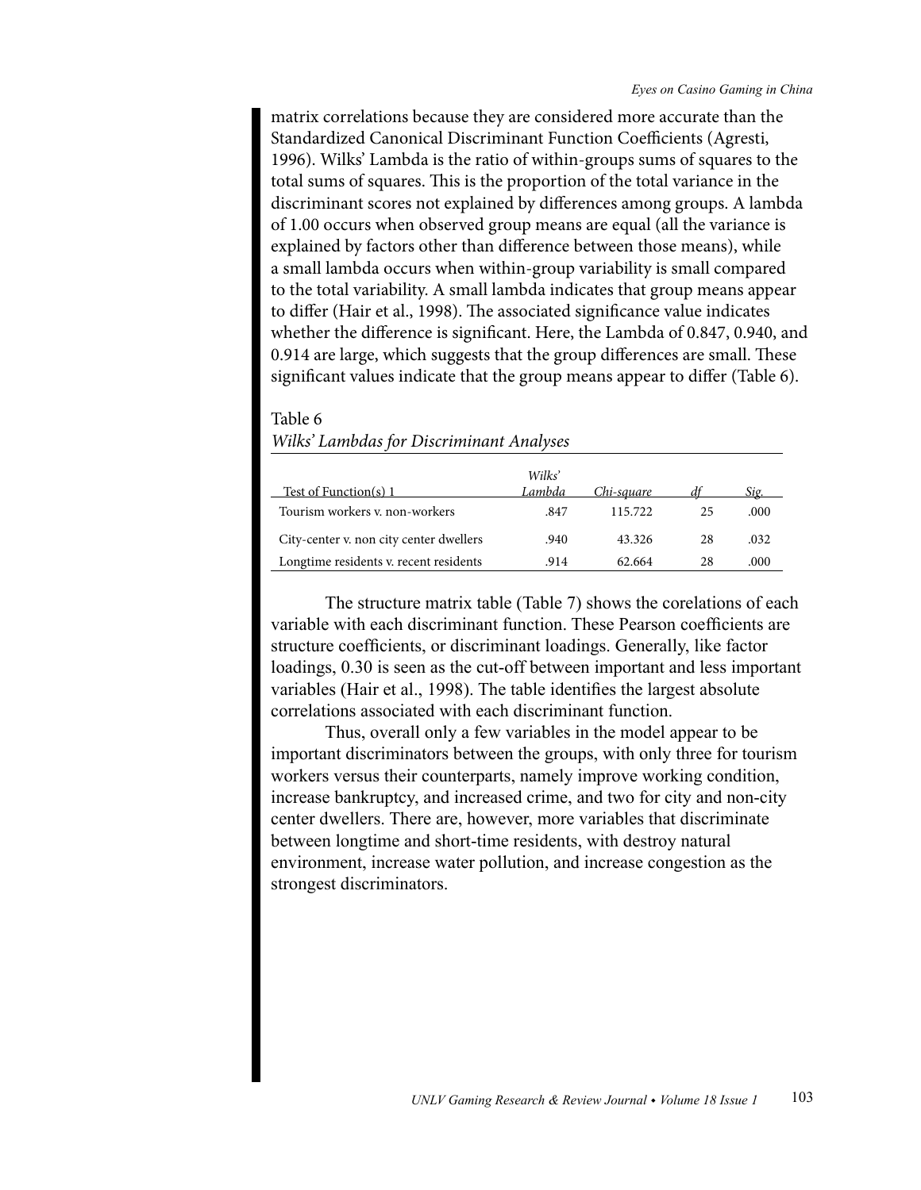matrix correlations because they are considered more accurate than the Standardized Canonical Discriminant Function Coefficients (Agresti, 1996). Wilks' Lambda is the ratio of within-groups sums of squares to the total sums of squares. This is the proportion of the total variance in the discriminant scores not explained by differences among groups. A lambda of 1.00 occurs when observed group means are equal (all the variance is explained by factors other than difference between those means), while a small lambda occurs when within-group variability is small compared to the total variability. A small lambda indicates that group means appear to differ (Hair et al., 1998). The associated significance value indicates whether the difference is significant. Here, the Lambda of 0.847, 0.940, and 0.914 are large, which suggests that the group differences are small. These significant values indicate that the group means appear to differ (Table 6).

Table 6
*Wilks' Lambdas for Discriminant Analyses*

| Test of Function(s) 1 | *Wilks' Lambda* | *Chi-square* | *df* | *Sig.* |
|---|---|---|---|---|
| Tourism workers v. non-workers | .847 | 115.722 | 25 | .000 |
| City-center v. non city center dwellers | .940 | 43.326 | 28 | .032 |
| Longtime residents v. recent residents | .914 | 62.664 | 28 | .000 |

The structure matrix table (Table 7) shows the corelations of each variable with each discriminant function. These Pearson coefficients are structure coefficients, or discriminant loadings. Generally, like factor loadings, 0.30 is seen as the cut-off between important and less important variables (Hair et al., 1998). The table identifies the largest absolute correlations associated with each discriminant function.

Thus, overall only a few variables in the model appear to be important discriminators between the groups, with only three for tourism workers versus their counterparts, namely improve working condition, increase bankruptcy, and increased crime, and two for city and non-city center dwellers. There are, however, more variables that discriminate between longtime and short-time residents, with destroy natural environment, increase water pollution, and increase congestion as the strongest discriminators.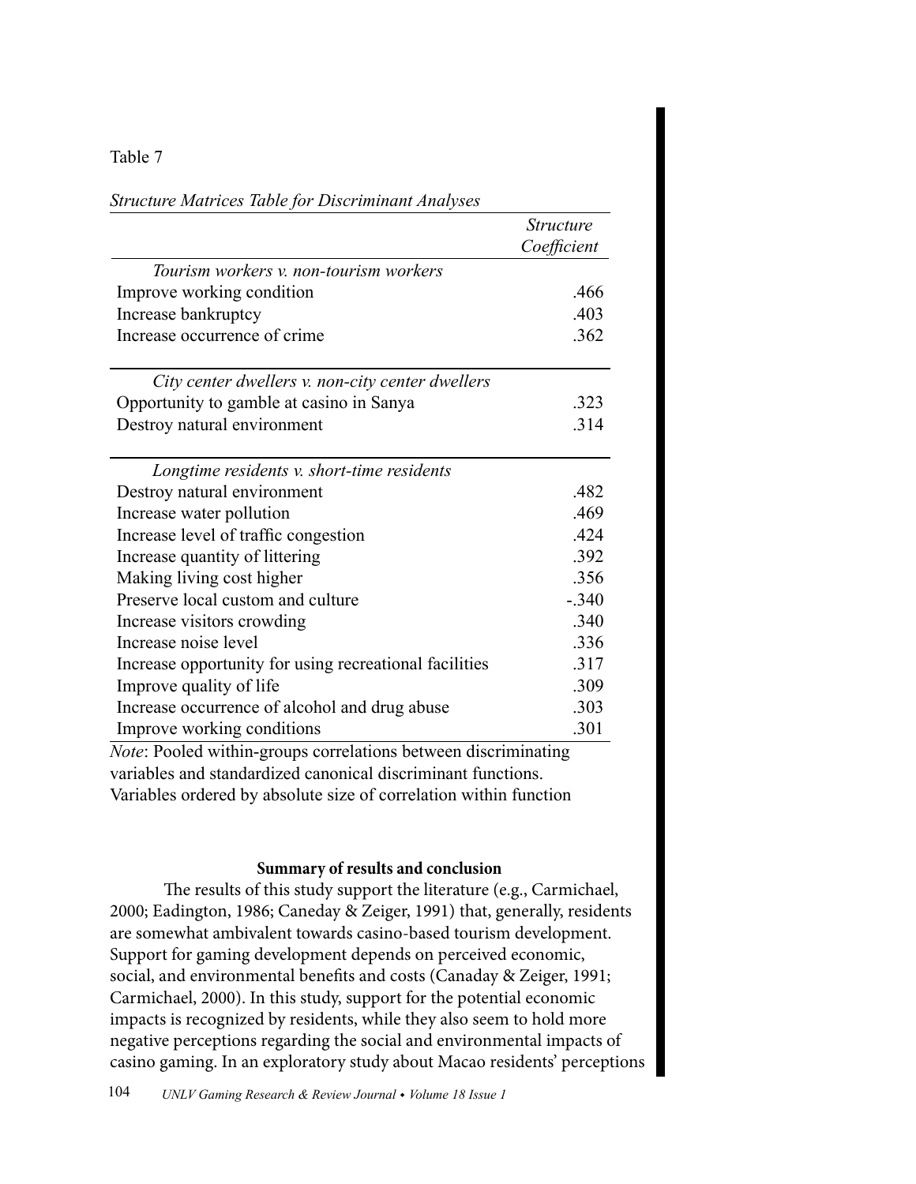Table 7

*Structure Matrices Table for Discriminant Analyses*

| | *Structure Coefficient* |
|---|---|
| *Tourism workers v. non-tourism workers* | |
| Improve working condition | .466 |
| Increase bankruptcy | .403 |
| Increase occurrence of crime | .362 |
| *City center dwellers v. non-city center dwellers* | |
| Opportunity to gamble at casino in Sanya | .323 |
| Destroy natural environment | .314 |
| *Longtime residents v. short-time residents* | |
| Destroy natural environment | .482 |
| Increase water pollution | .469 |
| Increase level of traffic congestion | .424 |
| Increase quantity of littering | .392 |
| Making living cost higher | .356 |
| Preserve local custom and culture | -.340 |
| Increase visitors crowding | .340 |
| Increase noise level | .336 |
| Increase opportunity for using recreational facilities | .317 |
| Improve quality of life | .309 |
| Increase occurrence of alcohol and drug abuse | .303 |
| Improve working conditions | .301 |

*Note*: Pooled within-groups correlations between discriminating variables and standardized canonical discriminant functions. Variables ordered by absolute size of correlation within function

## Summary of results and conclusion

The results of this study support the literature (e.g., Carmichael, 2000; Eadington, 1986; Caneday & Zeiger, 1991) that, generally, residents are somewhat ambivalent towards casino-based tourism development. Support for gaming development depends on perceived economic, social, and environmental benefits and costs (Canaday & Zeiger, 1991; Carmichael, 2000). In this study, support for the potential economic impacts is recognized by residents, while they also seem to hold more negative perceptions regarding the social and environmental impacts of casino gaming. In an exploratory study about Macao residents' perceptions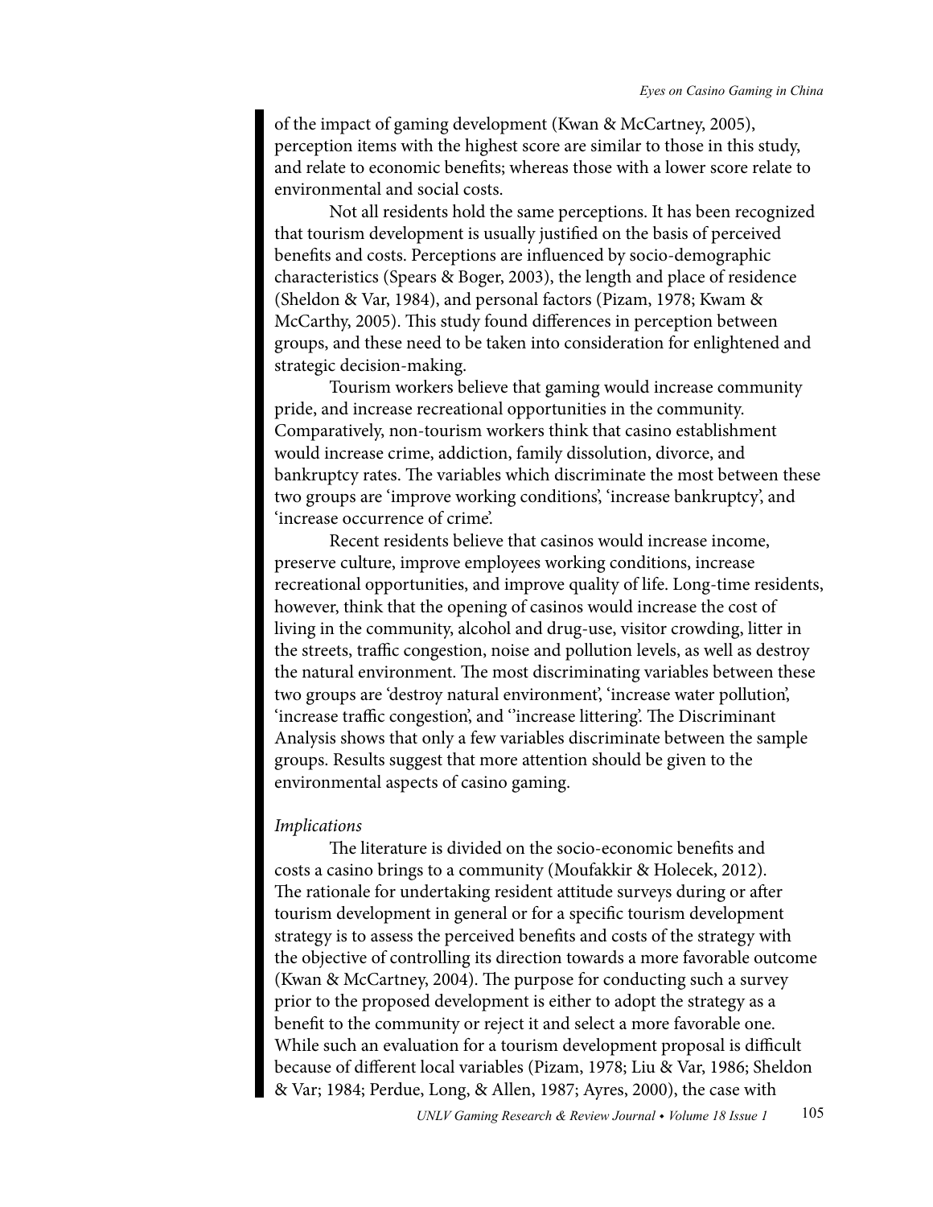of the impact of gaming development (Kwan & McCartney, 2005), perception items with the highest score are similar to those in this study, and relate to economic benefits; whereas those with a lower score relate to environmental and social costs.

Not all residents hold the same perceptions. It has been recognized that tourism development is usually justified on the basis of perceived benefits and costs. Perceptions are influenced by socio-demographic characteristics (Spears & Boger, 2003), the length and place of residence (Sheldon & Var, 1984), and personal factors (Pizam, 1978; Kwam & McCarthy, 2005). This study found differences in perception between groups, and these need to be taken into consideration for enlightened and strategic decision-making.

Tourism workers believe that gaming would increase community pride, and increase recreational opportunities in the community. Comparatively, non-tourism workers think that casino establishment would increase crime, addiction, family dissolution, divorce, and bankruptcy rates. The variables which discriminate the most between these two groups are 'improve working conditions', 'increase bankruptcy', and 'increase occurrence of crime'.

Recent residents believe that casinos would increase income, preserve culture, improve employees working conditions, increase recreational opportunities, and improve quality of life. Long-time residents, however, think that the opening of casinos would increase the cost of living in the community, alcohol and drug-use, visitor crowding, litter in the streets, traffic congestion, noise and pollution levels, as well as destroy the natural environment. The most discriminating variables between these two groups are 'destroy natural environment', 'increase water pollution', 'increase traffic congestion', and ''increase littering'. The Discriminant Analysis shows that only a few variables discriminate between the sample groups. Results suggest that more attention should be given to the environmental aspects of casino gaming.

*Implications*

The literature is divided on the socio-economic benefits and costs a casino brings to a community (Moufakkir & Holecek, 2012). The rationale for undertaking resident attitude surveys during or after tourism development in general or for a specific tourism development strategy is to assess the perceived benefits and costs of the strategy with the objective of controlling its direction towards a more favorable outcome (Kwan & McCartney, 2004). The purpose for conducting such a survey prior to the proposed development is either to adopt the strategy as a benefit to the community or reject it and select a more favorable one. While such an evaluation for a tourism development proposal is difficult because of different local variables (Pizam, 1978; Liu & Var, 1986; Sheldon & Var; 1984; Perdue, Long, & Allen, 1987; Ayres, 2000), the case with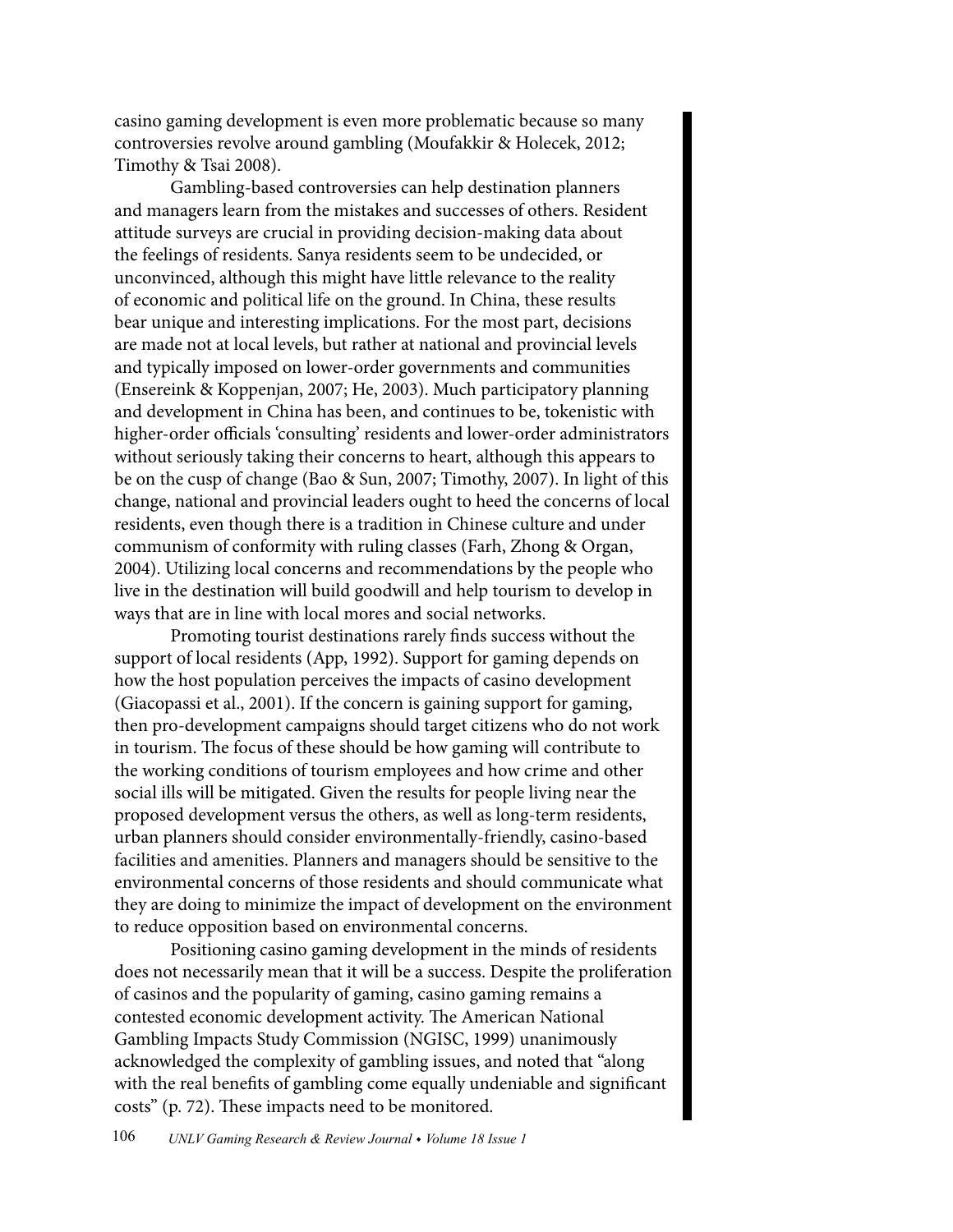casino gaming development is even more problematic because so many controversies revolve around gambling (Moufakkir & Holecek, 2012; Timothy & Tsai 2008).

Gambling-based controversies can help destination planners and managers learn from the mistakes and successes of others. Resident attitude surveys are crucial in providing decision-making data about the feelings of residents. Sanya residents seem to be undecided, or unconvinced, although this might have little relevance to the reality of economic and political life on the ground. In China, these results bear unique and interesting implications. For the most part, decisions are made not at local levels, but rather at national and provincial levels and typically imposed on lower-order governments and communities (Ensereink & Koppenjan, 2007; He, 2003). Much participatory planning and development in China has been, and continues to be, tokenistic with higher-order officials 'consulting' residents and lower-order administrators without seriously taking their concerns to heart, although this appears to be on the cusp of change (Bao & Sun, 2007; Timothy, 2007). In light of this change, national and provincial leaders ought to heed the concerns of local residents, even though there is a tradition in Chinese culture and under communism of conformity with ruling classes (Farh, Zhong & Organ, 2004). Utilizing local concerns and recommendations by the people who live in the destination will build goodwill and help tourism to develop in ways that are in line with local mores and social networks.

Promoting tourist destinations rarely finds success without the support of local residents (App, 1992). Support for gaming depends on how the host population perceives the impacts of casino development (Giacopassi et al., 2001). If the concern is gaining support for gaming, then pro-development campaigns should target citizens who do not work in tourism. The focus of these should be how gaming will contribute to the working conditions of tourism employees and how crime and other social ills will be mitigated. Given the results for people living near the proposed development versus the others, as well as long-term residents, urban planners should consider environmentally-friendly, casino-based facilities and amenities. Planners and managers should be sensitive to the environmental concerns of those residents and should communicate what they are doing to minimize the impact of development on the environment to reduce opposition based on environmental concerns.

Positioning casino gaming development in the minds of residents does not necessarily mean that it will be a success. Despite the proliferation of casinos and the popularity of gaming, casino gaming remains a contested economic development activity. The American National Gambling Impacts Study Commission (NGISC, 1999) unanimously acknowledged the complexity of gambling issues, and noted that "along with the real benefits of gambling come equally undeniable and significant costs" (p. 72). These impacts need to be monitored.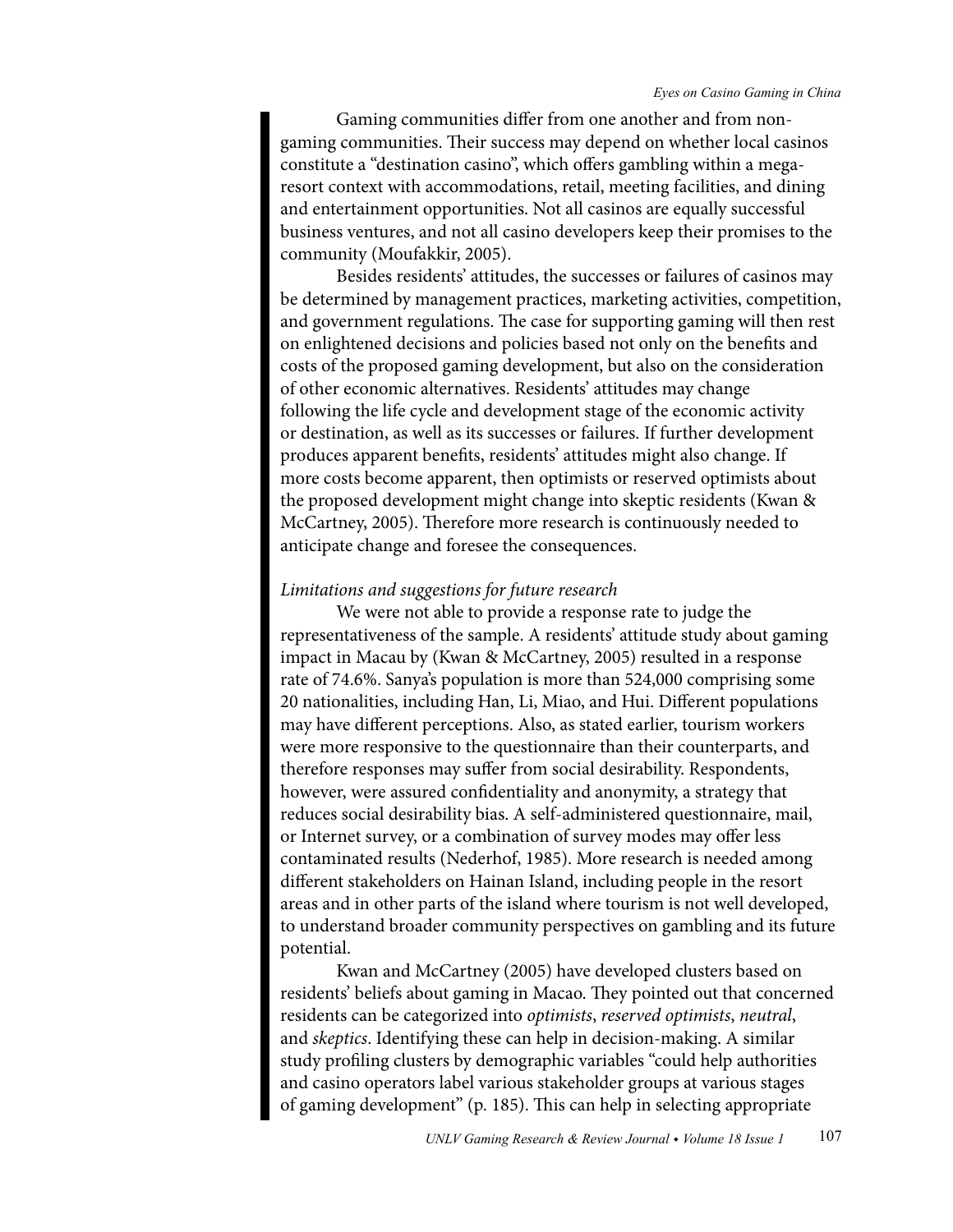Gaming communities differ from one another and from non-gaming communities. Their success may depend on whether local casinos constitute a "destination casino", which offers gambling within a mega-resort context with accommodations, retail, meeting facilities, and dining and entertainment opportunities. Not all casinos are equally successful business ventures, and not all casino developers keep their promises to the community (Moufakkir, 2005).

Besides residents' attitudes, the successes or failures of casinos may be determined by management practices, marketing activities, competition, and government regulations. The case for supporting gaming will then rest on enlightened decisions and policies based not only on the benefits and costs of the proposed gaming development, but also on the consideration of other economic alternatives. Residents' attitudes may change following the life cycle and development stage of the economic activity or destination, as well as its successes or failures. If further development produces apparent benefits, residents' attitudes might also change. If more costs become apparent, then optimists or reserved optimists about the proposed development might change into skeptic residents (Kwan & McCartney, 2005). Therefore more research is continuously needed to anticipate change and foresee the consequences.

*Limitations and suggestions for future research*

We were not able to provide a response rate to judge the representativeness of the sample. A residents' attitude study about gaming impact in Macau by (Kwan & McCartney, 2005) resulted in a response rate of 74.6%. Sanya's population is more than 524,000 comprising some 20 nationalities, including Han, Li, Miao, and Hui. Different populations may have different perceptions. Also, as stated earlier, tourism workers were more responsive to the questionnaire than their counterparts, and therefore responses may suffer from social desirability. Respondents, however, were assured confidentiality and anonymity, a strategy that reduces social desirability bias. A self-administered questionnaire, mail, or Internet survey, or a combination of survey modes may offer less contaminated results (Nederhof, 1985). More research is needed among different stakeholders on Hainan Island, including people in the resort areas and in other parts of the island where tourism is not well developed, to understand broader community perspectives on gambling and its future potential.

Kwan and McCartney (2005) have developed clusters based on residents' beliefs about gaming in Macao. They pointed out that concerned residents can be categorized into *optimists*, *reserved optimists*, *neutral*, and *skeptics*. Identifying these can help in decision-making. A similar study profiling clusters by demographic variables "could help authorities and casino operators label various stakeholder groups at various stages of gaming development" (p. 185). This can help in selecting appropriate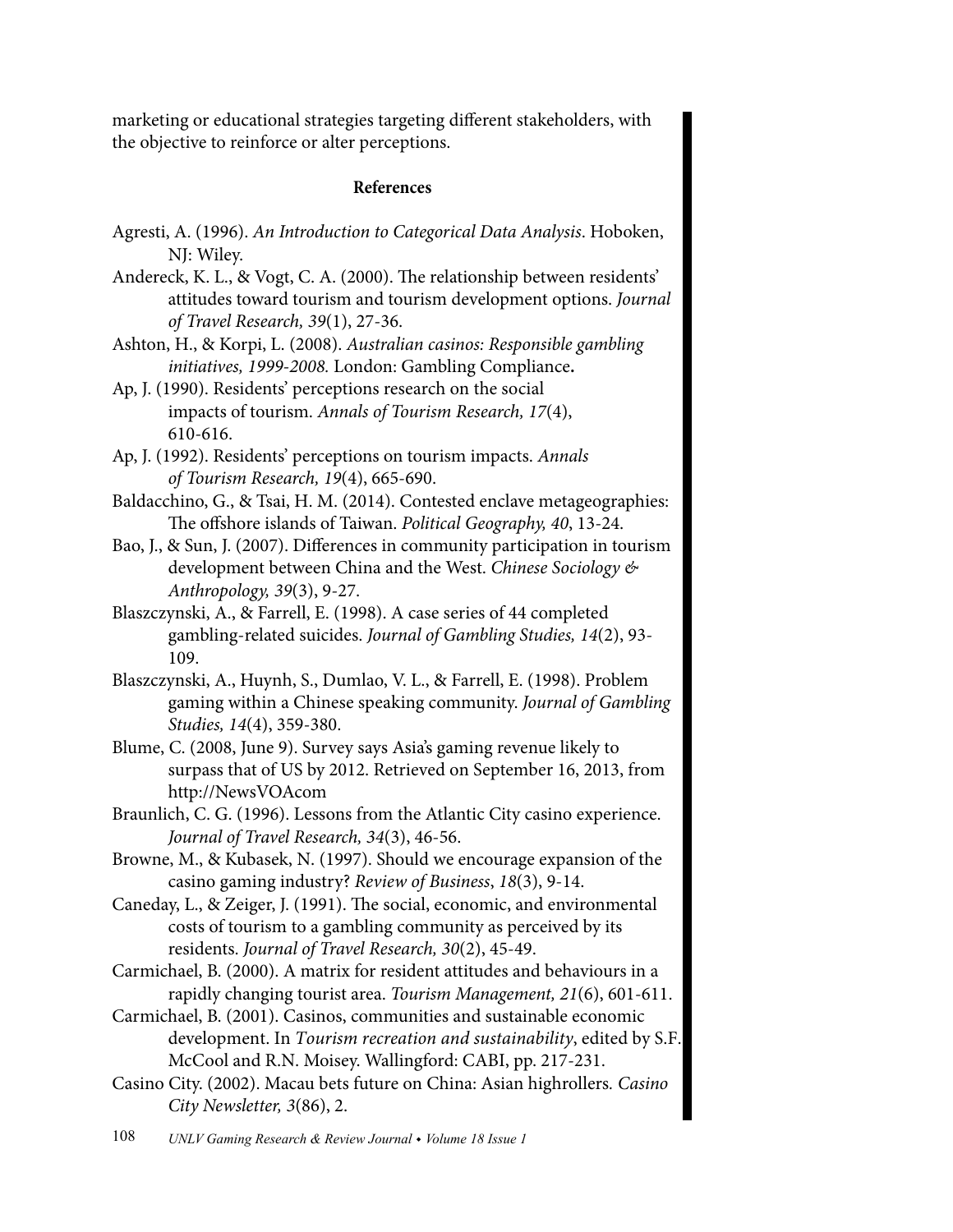marketing or educational strategies targeting different stakeholders, with the objective to reinforce or alter perceptions.

## References

Agresti, A. (1996). *An Introduction to Categorical Data Analysis*. Hoboken, NJ: Wiley.

Andereck, K. L., & Vogt, C. A. (2000). The relationship between residents' attitudes toward tourism and tourism development options. *Journal of Travel Research, 39*(1), 27-36.

Ashton, H., & Korpi, L. (2008). *Australian casinos: Responsible gambling initiatives, 1999-2008.* London: Gambling Compliance**.**

Ap, J. (1990). Residents' perceptions research on the social impacts of tourism. *Annals of Tourism Research, 17*(4), 610-616.

Ap, J. (1992). Residents' perceptions on tourism impacts. *Annals of Tourism Research, 19*(4), 665-690.

Baldacchino, G., & Tsai, H. M. (2014). Contested enclave metageographies: The offshore islands of Taiwan. *Political Geography, 40*, 13-24.

Bao, J., & Sun, J. (2007). Differences in community participation in tourism development between China and the West. *Chinese Sociology & Anthropology, 39*(3), 9-27.

Blaszczynski, A., & Farrell, E. (1998). A case series of 44 completed gambling-related suicides. *Journal of Gambling Studies, 14*(2), 93-109.

Blaszczynski, A., Huynh, S., Dumlao, V. L., & Farrell, E. (1998). Problem gaming within a Chinese speaking community. *Journal of Gambling Studies, 14*(4), 359-380.

Blume, C. (2008, June 9). Survey says Asia's gaming revenue likely to surpass that of US by 2012. Retrieved on September 16, 2013, from http://NewsVOAcom

Braunlich, C. G. (1996). Lessons from the Atlantic City casino experience. *Journal of Travel Research, 34*(3), 46-56.

Browne, M., & Kubasek, N. (1997). Should we encourage expansion of the casino gaming industry? *Review of Business*, *18*(3), 9-14.

Caneday, L., & Zeiger, J. (1991). The social, economic, and environmental costs of tourism to a gambling community as perceived by its residents. *Journal of Travel Research, 30*(2), 45-49.

Carmichael, B. (2000). A matrix for resident attitudes and behaviours in a rapidly changing tourist area. *Tourism Management, 21*(6), 601-611.

Carmichael, B. (2001). Casinos, communities and sustainable economic development. In *Tourism recreation and sustainability*, edited by S.F. McCool and R.N. Moisey. Wallingford: CABI, pp. 217-231.

Casino City. (2002). Macau bets future on China: Asian highrollers. *Casino City Newsletter, 3*(86), 2.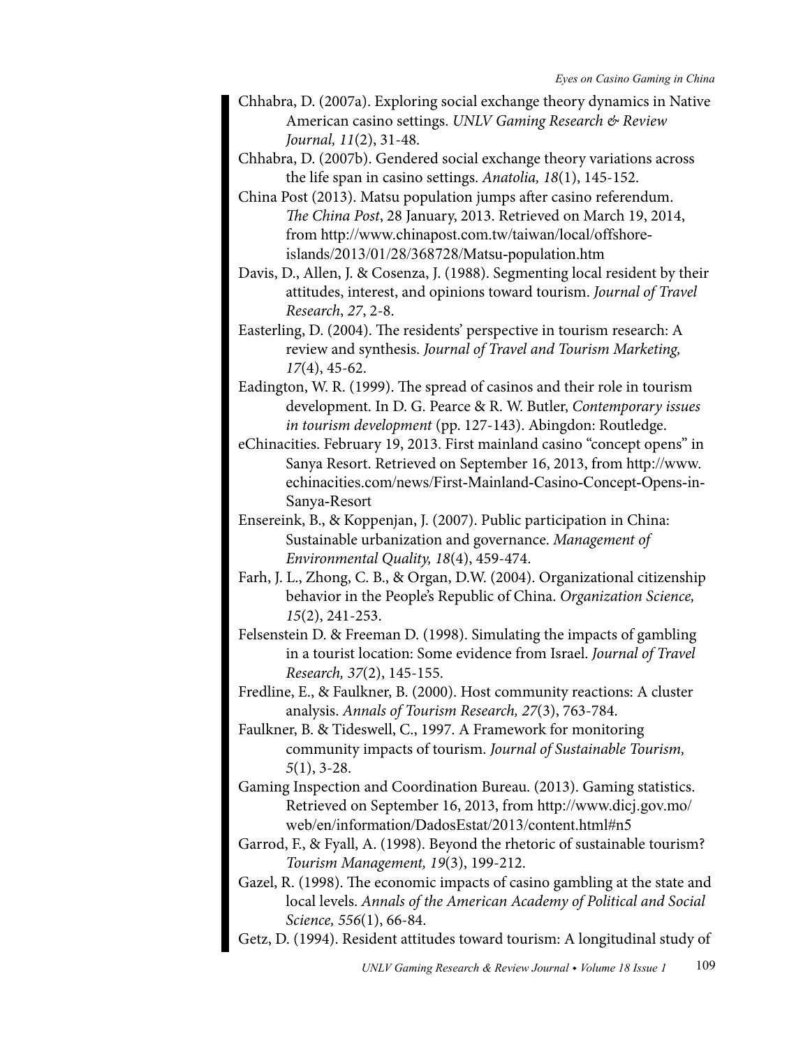Chhabra, D. (2007a). Exploring social exchange theory dynamics in Native American casino settings. *UNLV Gaming Research & Review Journal, 11*(2), 31-48.

Chhabra, D. (2007b). Gendered social exchange theory variations across the life span in casino settings. *Anatolia, 18*(1), 145-152.

China Post (2013). Matsu population jumps after casino referendum. *The China Post*, 28 January, 2013. Retrieved on March 19, 2014, from http://www.chinapost.com.tw/taiwan/local/offshore-islands/2013/01/28/368728/Matsu-population.htm

Davis, D., Allen, J. & Cosenza, J. (1988). Segmenting local resident by their attitudes, interest, and opinions toward tourism. *Journal of Travel Research*, *27*, 2-8.

Easterling, D. (2004). The residents' perspective in tourism research: A review and synthesis. *Journal of Travel and Tourism Marketing, 17*(4), 45-62.

Eadington, W. R. (1999). The spread of casinos and their role in tourism development. In D. G. Pearce & R. W. Butler, *Contemporary issues in tourism development* (pp. 127-143). Abingdon: Routledge.

eChinacities. February 19, 2013. First mainland casino "concept opens" in Sanya Resort. Retrieved on September 16, 2013, from http://www.echinacities.com/news/First-Mainland-Casino-Concept-Opens-in-Sanya-Resort

Ensereink, B., & Koppenjan, J. (2007). Public participation in China: Sustainable urbanization and governance. *Management of Environmental Quality, 18*(4), 459-474.

Farh, J. L., Zhong, C. B., & Organ, D.W. (2004). Organizational citizenship behavior in the People's Republic of China. *Organization Science, 15*(2), 241-253.

Felsenstein D. & Freeman D. (1998). Simulating the impacts of gambling in a tourist location: Some evidence from Israel. *Journal of Travel Research, 37*(2), 145-155.

Fredline, E., & Faulkner, B. (2000). Host community reactions: A cluster analysis. *Annals of Tourism Research, 27*(3), 763-784.

Faulkner, B. & Tideswell, C., 1997. A Framework for monitoring community impacts of tourism. *Journal of Sustainable Tourism, 5*(1), 3-28.

Gaming Inspection and Coordination Bureau. (2013). Gaming statistics. Retrieved on September 16, 2013, from http://www.dicj.gov.mo/web/en/information/DadosEstat/2013/content.html#n5

Garrod, F., & Fyall, A. (1998). Beyond the rhetoric of sustainable tourism? *Tourism Management, 19*(3), 199-212.

Gazel, R. (1998). The economic impacts of casino gambling at the state and local levels. *Annals of the American Academy of Political and Social Science, 556*(1), 66-84.

Getz, D. (1994). Resident attitudes toward tourism: A longitudinal study of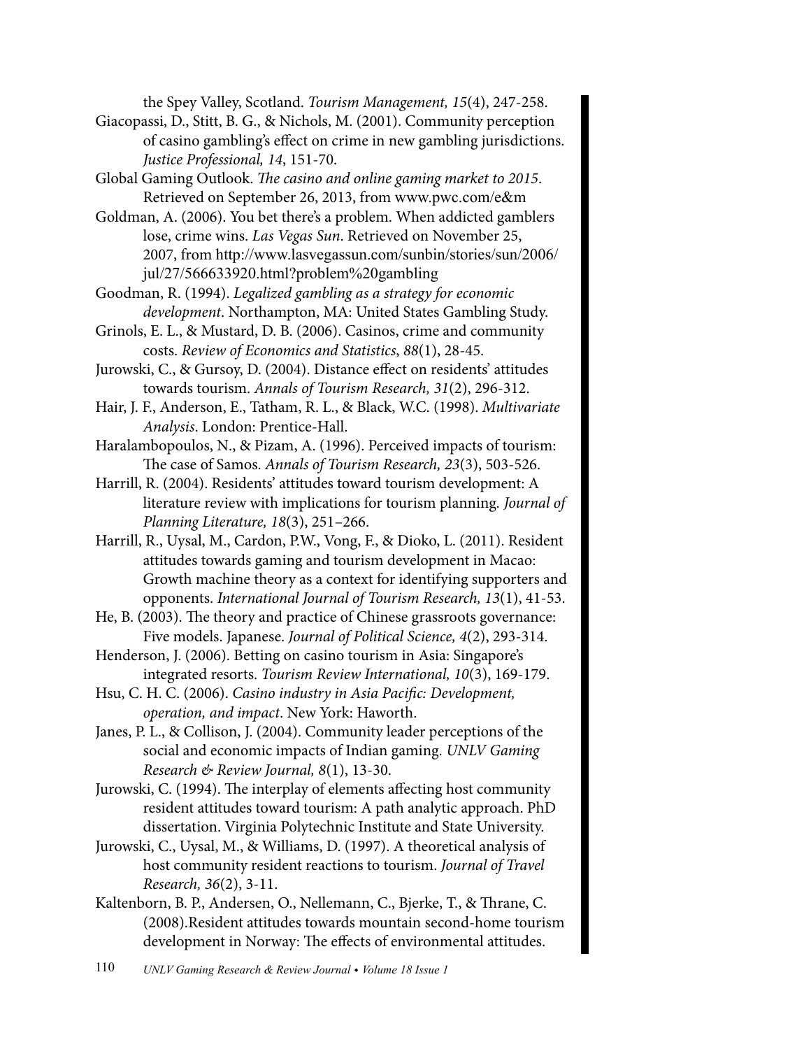the Spey Valley, Scotland. *Tourism Management, 15*(4), 247-258.

Giacopassi, D., Stitt, B. G., & Nichols, M. (2001). Community perception of casino gambling's effect on crime in new gambling jurisdictions. *Justice Professional, 14*, 151-70.

Global Gaming Outlook. *The casino and online gaming market to 2015*. Retrieved on September 26, 2013, from www.pwc.com/e&m

Goldman, A. (2006). You bet there's a problem. When addicted gamblers lose, crime wins. *Las Vegas Sun*. Retrieved on November 25, 2007, from http://www.lasvegassun.com/sunbin/stories/sun/2006/jul/27/566633920.html?problem%20gambling

Goodman, R. (1994). *Legalized gambling as a strategy for economic development*. Northampton, MA: United States Gambling Study.

Grinols, E. L., & Mustard, D. B. (2006). Casinos, crime and community costs. *Review of Economics and Statistics*, *88*(1), 28-45.

Jurowski, C., & Gursoy, D. (2004). Distance effect on residents' attitudes towards tourism. *Annals of Tourism Research, 31*(2), 296-312.

Hair, J. F., Anderson, E., Tatham, R. L., & Black, W.C. (1998). *Multivariate Analysis*. London: Prentice-Hall.

Haralambopoulos, N., & Pizam, A. (1996). Perceived impacts of tourism: The case of Samos. *Annals of Tourism Research, 23*(3), 503-526.

Harrill, R. (2004). Residents' attitudes toward tourism development: A literature review with implications for tourism planning. *Journal of Planning Literature, 18*(3), 251–266.

Harrill, R., Uysal, M., Cardon, P.W., Vong, F., & Dioko, L. (2011). Resident attitudes towards gaming and tourism development in Macao: Growth machine theory as a context for identifying supporters and opponents. *International Journal of Tourism Research, 13*(1), 41-53.

He, B. (2003). The theory and practice of Chinese grassroots governance: Five models. Japanese. *Journal of Political Science, 4*(2), 293-314.

Henderson, J. (2006). Betting on casino tourism in Asia: Singapore's integrated resorts. *Tourism Review International, 10*(3), 169-179.

Hsu, C. H. C. (2006). *Casino industry in Asia Pacific: Development, operation, and impact*. New York: Haworth.

Janes, P. L., & Collison, J. (2004). Community leader perceptions of the social and economic impacts of Indian gaming. *UNLV Gaming Research & Review Journal, 8*(1), 13-30.

Jurowski, C. (1994). The interplay of elements affecting host community resident attitudes toward tourism: A path analytic approach. PhD dissertation. Virginia Polytechnic Institute and State University.

Jurowski, C., Uysal, M., & Williams, D. (1997). A theoretical analysis of host community resident reactions to tourism. *Journal of Travel Research, 36*(2), 3-11.

Kaltenborn, B. P., Andersen, O., Nellemann, C., Bjerke, T., & Thrane, C. (2008).Resident attitudes towards mountain second-home tourism development in Norway: The effects of environmental attitudes.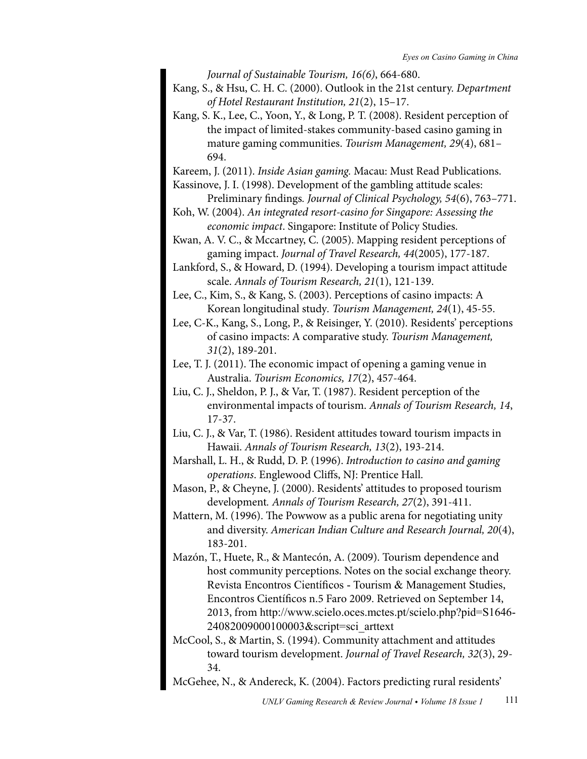*Journal of Sustainable Tourism, 16(6)*, 664-680.

Kang, S., & Hsu, C. H. C. (2000). Outlook in the 21st century. *Department of Hotel Restaurant Institution, 21*(2), 15–17.

Kang, S. K., Lee, C., Yoon, Y., & Long, P. T. (2008). Resident perception of the impact of limited-stakes community-based casino gaming in mature gaming communities. *Tourism Management, 29*(4), 681–694.

Kareem, J. (2011). *Inside Asian gaming.* Macau: Must Read Publications.

Kassinove, J. I. (1998). Development of the gambling attitude scales: Preliminary findings*. Journal of Clinical Psychology, 54*(6), 763–771.

Koh, W. (2004). *An integrated resort-casino for Singapore: Assessing the economic impact*. Singapore: Institute of Policy Studies.

Kwan, A. V. C., & Mccartney, C. (2005). Mapping resident perceptions of gaming impact. *Journal of Travel Research, 44*(2005), 177-187.

Lankford, S., & Howard, D. (1994). Developing a tourism impact attitude scale. *Annals of Tourism Research, 21*(1), 121-139.

Lee, C., Kim, S., & Kang, S. (2003). Perceptions of casino impacts: A Korean longitudinal study*. Tourism Management, 24*(1), 45-55.

Lee, C-K., Kang, S., Long, P., & Reisinger, Y. (2010). Residents' perceptions of casino impacts: A comparative study. *Tourism Management, 31*(2), 189-201.

Lee, T. J. (2011). The economic impact of opening a gaming venue in Australia. *Tourism Economics, 17*(2), 457-464.

Liu, C. J., Sheldon, P. J., & Var, T. (1987). Resident perception of the environmental impacts of tourism. *Annals of Tourism Research, 14*, 17-37.

Liu, C. J., & Var, T. (1986). Resident attitudes toward tourism impacts in Hawaii. *Annals of Tourism Research, 13*(2), 193-214.

Marshall, L. H., & Rudd, D. P. (1996). *Introduction to casino and gaming operations*. Englewood Cliffs, NJ: Prentice Hall.

Mason, P., & Cheyne, J. (2000). Residents' attitudes to proposed tourism development*. Annals of Tourism Research, 27*(2), 391-411.

Mattern, M. (1996). The Powwow as a public arena for negotiating unity and diversity. *American Indian Culture and Research Journal, 20*(4), 183-201.

Mazón, T., Huete, R., & Mantecón, A. (2009). Tourism dependence and host community perceptions. Notes on the social exchange theory. Revista Encontros Científicos - Tourism & Management Studies, Encontros Científicos n.5 Faro 2009. Retrieved on September 14, 2013, from http://www.scielo.oces.mctes.pt/scielo.php?pid=S1646-24082009000100003&script=sci_arttext

McCool, S., & Martin, S. (1994). Community attachment and attitudes toward tourism development. *Journal of Travel Research, 32*(3), 29-34.

McGehee, N., & Andereck, K. (2004). Factors predicting rural residents'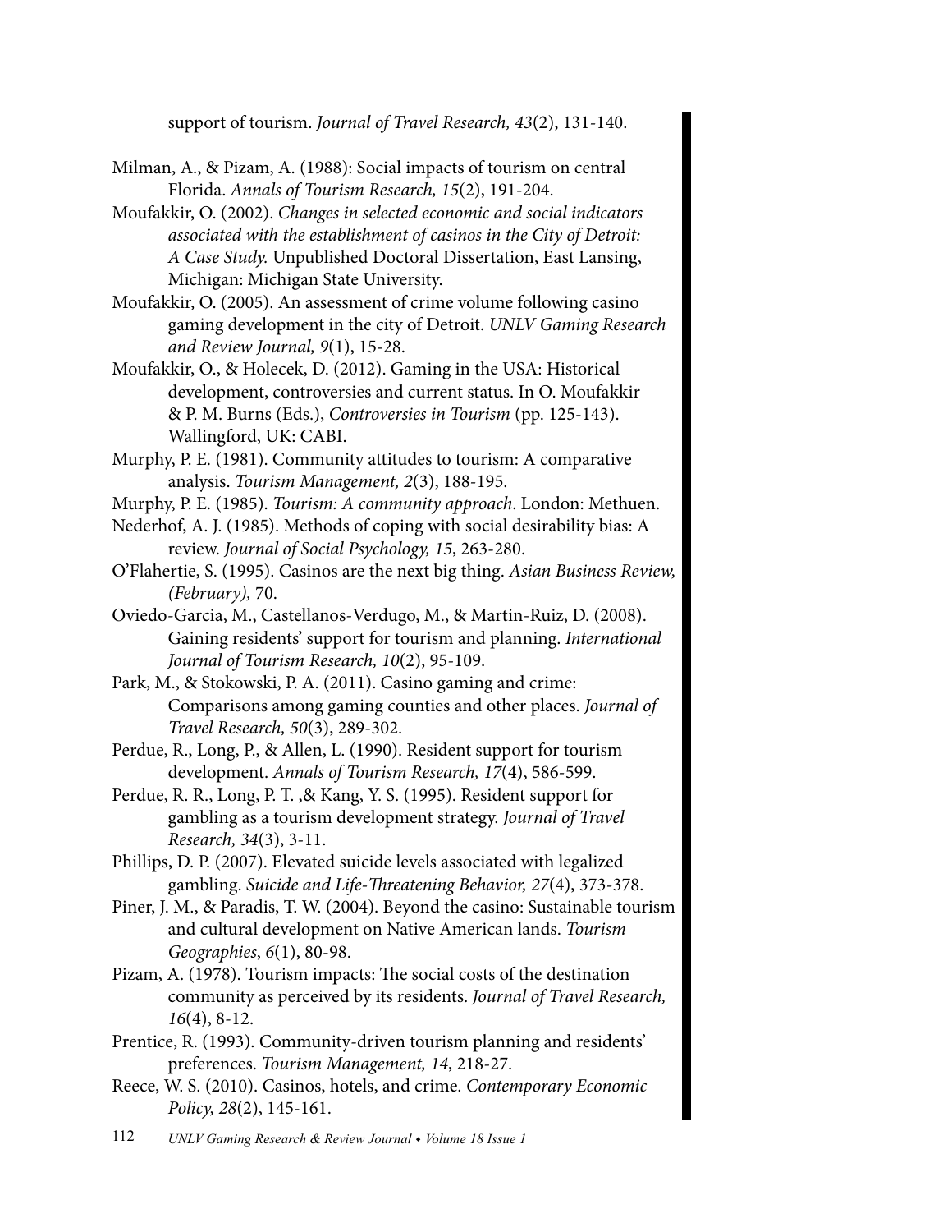support of tourism. *Journal of Travel Research, 43*(2), 131-140.

Milman, A., & Pizam, A. (1988): Social impacts of tourism on central Florida. *Annals of Tourism Research, 15*(2), 191-204.

Moufakkir, O. (2002). *Changes in selected economic and social indicators associated with the establishment of casinos in the City of Detroit: A Case Study.* Unpublished Doctoral Dissertation, East Lansing, Michigan: Michigan State University.

Moufakkir, O. (2005). An assessment of crime volume following casino gaming development in the city of Detroit. *UNLV Gaming Research and Review Journal, 9*(1), 15-28.

Moufakkir, O., & Holecek, D. (2012). Gaming in the USA: Historical development, controversies and current status. In O. Moufakkir & P. M. Burns (Eds.), *Controversies in Tourism* (pp. 125-143). Wallingford, UK: CABI.

Murphy, P. E. (1981). Community attitudes to tourism: A comparative analysis. *Tourism Management, 2*(3), 188-195.

Murphy, P. E. (1985). *Tourism: A community approach*. London: Methuen.

Nederhof, A. J. (1985). Methods of coping with social desirability bias: A review. *Journal of Social Psychology, 15*, 263-280.

O'Flahertie, S. (1995). Casinos are the next big thing. *Asian Business Review, (February),* 70.

Oviedo-Garcia, M., Castellanos-Verdugo, M., & Martin-Ruiz, D. (2008). Gaining residents' support for tourism and planning. *International Journal of Tourism Research, 10*(2), 95-109.

Park, M., & Stokowski, P. A. (2011). Casino gaming and crime: Comparisons among gaming counties and other places. *Journal of Travel Research, 50*(3), 289-302.

Perdue, R., Long, P., & Allen, L. (1990). Resident support for tourism development. *Annals of Tourism Research, 17*(4), 586-599.

Perdue, R. R., Long, P. T. ,& Kang, Y. S. (1995). Resident support for gambling as a tourism development strategy. *Journal of Travel Research, 34*(3), 3-11.

Phillips, D. P. (2007). Elevated suicide levels associated with legalized gambling. *Suicide and Life-Threatening Behavior, 27*(4), 373-378.

Piner, J. M., & Paradis, T. W. (2004). Beyond the casino: Sustainable tourism and cultural development on Native American lands. *Tourism Geographies*, *6*(1), 80-98.

Pizam, A. (1978). Tourism impacts: The social costs of the destination community as perceived by its residents. *Journal of Travel Research, 16*(4), 8-12.

Prentice, R. (1993). Community-driven tourism planning and residents' preferences. *Tourism Management, 14*, 218-27.

Reece, W. S. (2010). Casinos, hotels, and crime. *Contemporary Economic Policy, 28*(2), 145-161.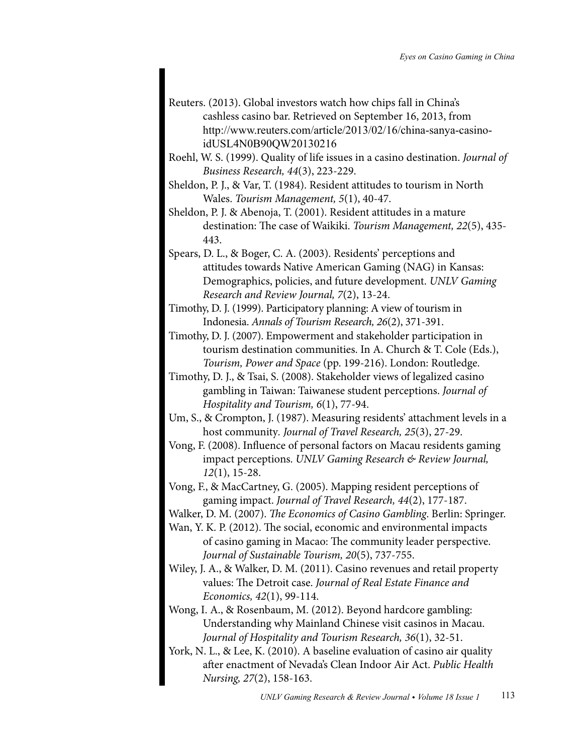Reuters. (2013). Global investors watch how chips fall in China's cashless casino bar. Retrieved on September 16, 2013, from http://www.reuters.com/article/2013/02/16/china-sanya-casino-idUSL4N0B90QW20130216

Roehl, W. S. (1999). Quality of life issues in a casino destination. *Journal of Business Research, 44*(3), 223-229.

Sheldon, P. J., & Var, T. (1984). Resident attitudes to tourism in North Wales. *Tourism Management, 5*(1), 40-47.

Sheldon, P. J. & Abenoja, T. (2001). Resident attitudes in a mature destination: The case of Waikiki. *Tourism Management, 22*(5), 435-443.

Spears, D. L., & Boger, C. A. (2003). Residents' perceptions and attitudes towards Native American Gaming (NAG) in Kansas: Demographics, policies, and future development. *UNLV Gaming Research and Review Journal, 7*(2), 13-24.

Timothy, D. J. (1999). Participatory planning: A view of tourism in Indonesia. *Annals of Tourism Research, 26*(2), 371-391.

Timothy, D. J. (2007). Empowerment and stakeholder participation in tourism destination communities. In A. Church & T. Cole (Eds.), *Tourism, Power and Space* (pp. 199-216). London: Routledge.

Timothy, D. J., & Tsai, S. (2008). Stakeholder views of legalized casino gambling in Taiwan: Taiwanese student perceptions. *Journal of Hospitality and Tourism, 6*(1), 77-94.

Um, S., & Crompton, J. (1987). Measuring residents' attachment levels in a host community. *Journal of Travel Research, 25*(3), 27-29.

Vong, F. (2008). Influence of personal factors on Macau residents gaming impact perceptions. *UNLV Gaming Research & Review Journal, 12*(1), 15-28.

Vong, F., & MacCartney, G. (2005). Mapping resident perceptions of gaming impact. *Journal of Travel Research, 44*(2), 177-187.

Walker, D. M. (2007). *The Economics of Casino Gambling*. Berlin: Springer.

Wan, Y. K. P. (2012). The social, economic and environmental impacts of casino gaming in Macao: The community leader perspective. *Journal of Sustainable Tourism, 20*(5), 737-755.

Wiley, J. A., & Walker, D. M. (2011). Casino revenues and retail property values: The Detroit case. *Journal of Real Estate Finance and Economics, 42*(1), 99-114.

Wong, I. A., & Rosenbaum, M. (2012). Beyond hardcore gambling: Understanding why Mainland Chinese visit casinos in Macau. *Journal of Hospitality and Tourism Research, 36*(1), 32-51.

York, N. L., & Lee, K. (2010). A baseline evaluation of casino air quality after enactment of Nevada's Clean Indoor Air Act. *Public Health Nursing, 27*(2), 158-163.